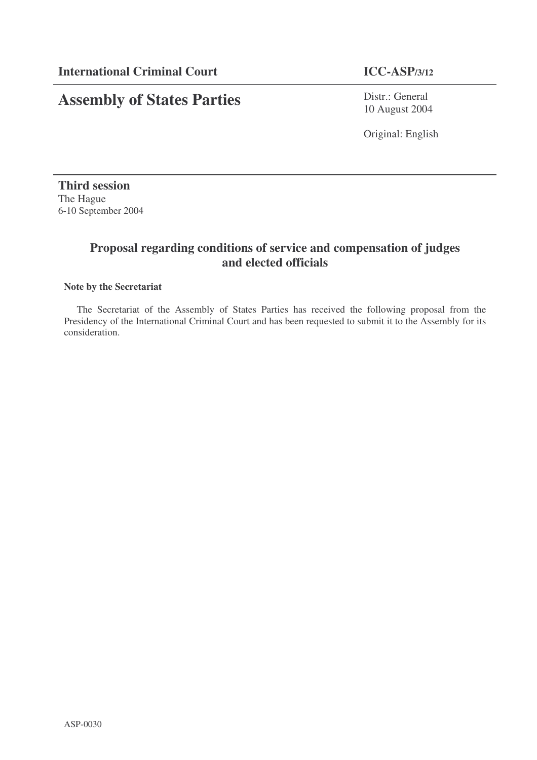**International Criminal Court** | **ICC-ASP/3/12**

# Assembly of States Parties

Distr.: General
10 August 2004

Original: English

**Third session**
The Hague
6-10 September 2004

## Proposal regarding conditions of service and compensation of judges and elected officials

**Note by the Secretariat**

The Secretariat of the Assembly of States Parties has received the following proposal from the Presidency of the International Criminal Court and has been requested to submit it to the Assembly for its consideration.

ASP-0030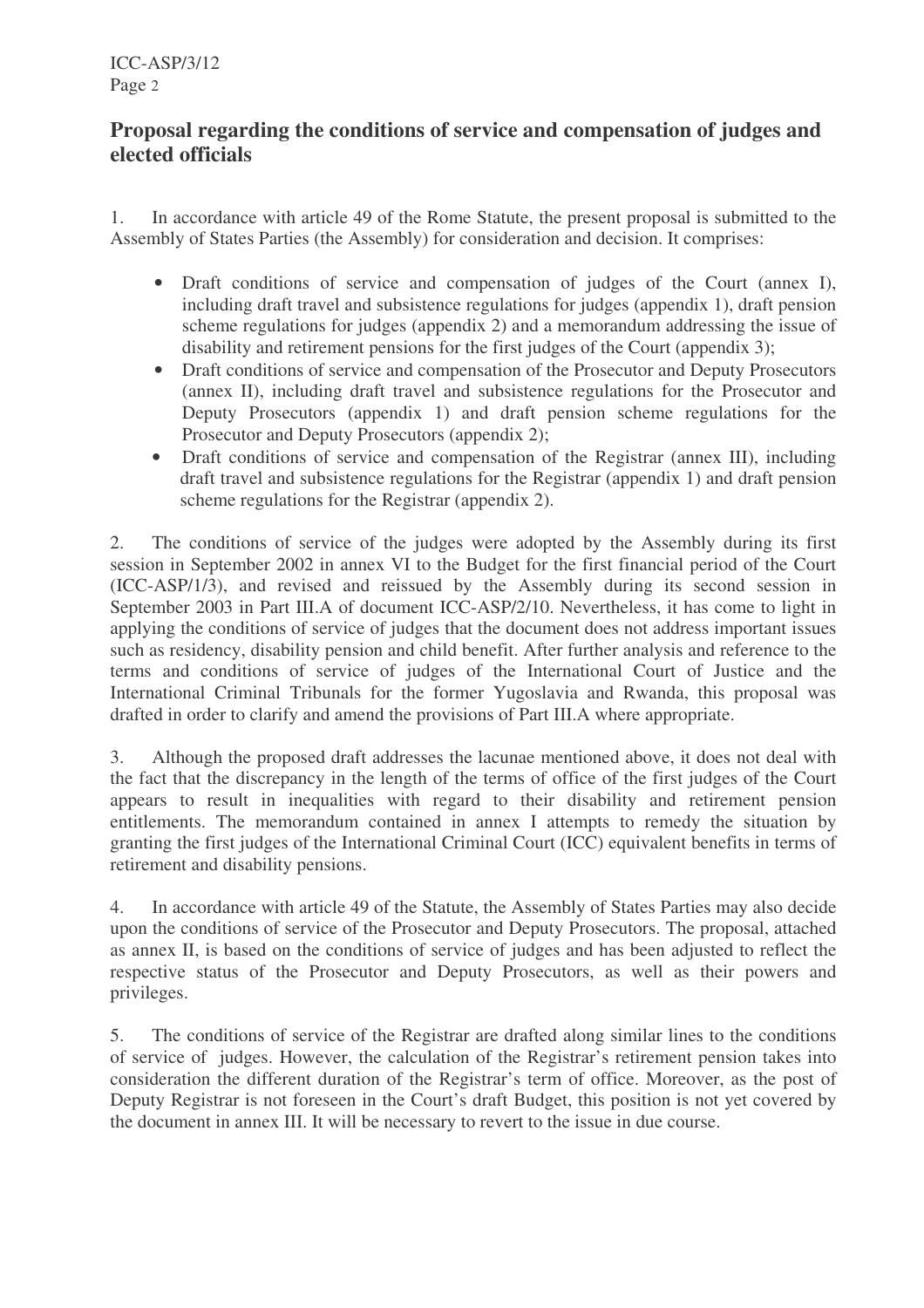## Proposal regarding the conditions of service and compensation of judges and elected officials

1. In accordance with article 49 of the Rome Statute, the present proposal is submitted to the Assembly of States Parties (the Assembly) for consideration and decision. It comprises:

- Draft conditions of service and compensation of judges of the Court (annex I), including draft travel and subsistence regulations for judges (appendix 1), draft pension scheme regulations for judges (appendix 2) and a memorandum addressing the issue of disability and retirement pensions for the first judges of the Court (appendix 3);
- Draft conditions of service and compensation of the Prosecutor and Deputy Prosecutors (annex II), including draft travel and subsistence regulations for the Prosecutor and Deputy Prosecutors (appendix 1) and draft pension scheme regulations for the Prosecutor and Deputy Prosecutors (appendix 2);
- Draft conditions of service and compensation of the Registrar (annex III), including draft travel and subsistence regulations for the Registrar (appendix 1) and draft pension scheme regulations for the Registrar (appendix 2).

2. The conditions of service of the judges were adopted by the Assembly during its first session in September 2002 in annex VI to the Budget for the first financial period of the Court (ICC-ASP/1/3), and revised and reissued by the Assembly during its second session in September 2003 in Part III.A of document ICC-ASP/2/10. Nevertheless, it has come to light in applying the conditions of service of judges that the document does not address important issues such as residency, disability pension and child benefit. After further analysis and reference to the terms and conditions of service of judges of the International Court of Justice and the International Criminal Tribunals for the former Yugoslavia and Rwanda, this proposal was drafted in order to clarify and amend the provisions of Part III.A where appropriate.

3. Although the proposed draft addresses the lacunae mentioned above, it does not deal with the fact that the discrepancy in the length of the terms of office of the first judges of the Court appears to result in inequalities with regard to their disability and retirement pension entitlements. The memorandum contained in annex I attempts to remedy the situation by granting the first judges of the International Criminal Court (ICC) equivalent benefits in terms of retirement and disability pensions.

4. In accordance with article 49 of the Statute, the Assembly of States Parties may also decide upon the conditions of service of the Prosecutor and Deputy Prosecutors. The proposal, attached as annex II, is based on the conditions of service of judges and has been adjusted to reflect the respective status of the Prosecutor and Deputy Prosecutors, as well as their powers and privileges.

5. The conditions of service of the Registrar are drafted along similar lines to the conditions of service of judges. However, the calculation of the Registrar's retirement pension takes into consideration the different duration of the Registrar's term of office. Moreover, as the post of Deputy Registrar is not foreseen in the Court's draft Budget, this position is not yet covered by the document in annex III. It will be necessary to revert to the issue in due course.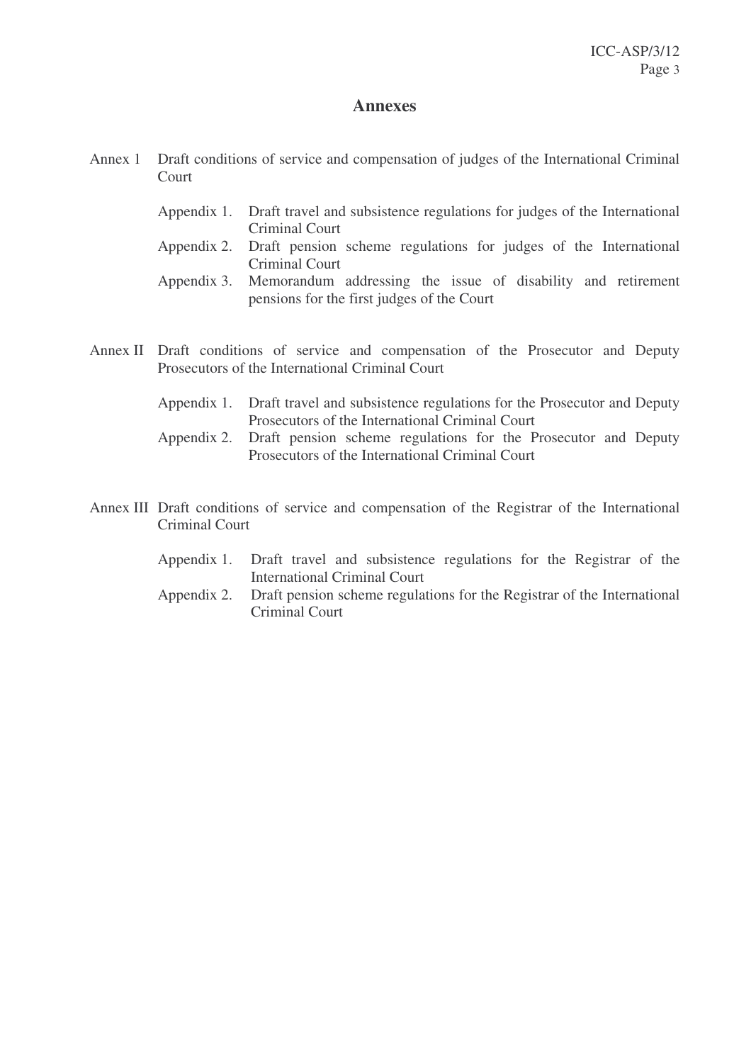# Annexes

Annex 1 Draft conditions of service and compensation of judges of the International Criminal Court

- Appendix 1. Draft travel and subsistence regulations for judges of the International Criminal Court
- Appendix 2. Draft pension scheme regulations for judges of the International Criminal Court
- Appendix 3. Memorandum addressing the issue of disability and retirement pensions for the first judges of the Court

Annex II Draft conditions of service and compensation of the Prosecutor and Deputy Prosecutors of the International Criminal Court

- Appendix 1. Draft travel and subsistence regulations for the Prosecutor and Deputy Prosecutors of the International Criminal Court
- Appendix 2. Draft pension scheme regulations for the Prosecutor and Deputy Prosecutors of the International Criminal Court

Annex III Draft conditions of service and compensation of the Registrar of the International Criminal Court

- Appendix 1. Draft travel and subsistence regulations for the Registrar of the International Criminal Court
- Appendix 2. Draft pension scheme regulations for the Registrar of the International Criminal Court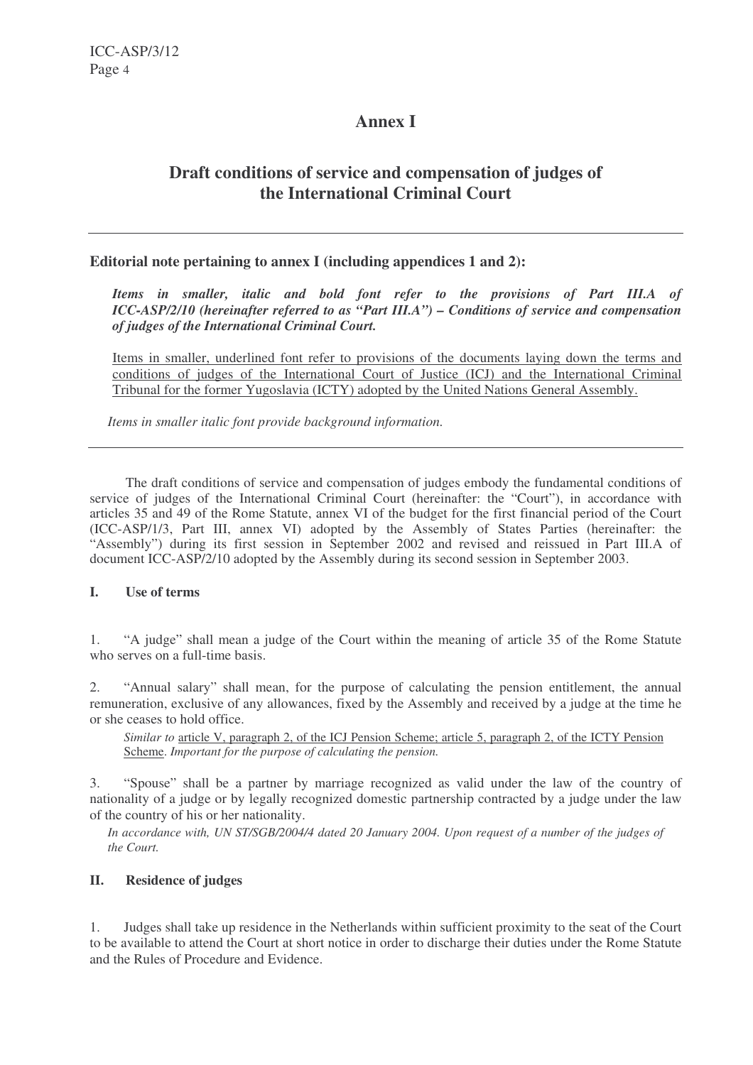# Annex I

## Draft conditions of service and compensation of judges of the International Criminal Court

---

**Editorial note pertaining to annex I (including appendices 1 and 2):**

> ***Items in smaller, italic and bold font refer to the provisions of Part III.A of ICC-ASP/2/10 (hereinafter referred to as "Part III.A") – Conditions of service and compensation of judges of the International Criminal Court.***
>
> <u>Items in smaller, underlined font refer to provisions of the documents laying down the terms and conditions of judges of the International Court of Justice (ICJ) and the International Criminal Tribunal for the former Yugoslavia (ICTY) adopted by the United Nations General Assembly.</u>
>
> *Items in smaller italic font provide background information.*

---

The draft conditions of service and compensation of judges embody the fundamental conditions of service of judges of the International Criminal Court (hereinafter: the "Court"), in accordance with articles 35 and 49 of the Rome Statute, annex VI of the budget for the first financial period of the Court (ICC-ASP/1/3, Part III, annex VI) adopted by the Assembly of States Parties (hereinafter: the "Assembly") during its first session in September 2002 and revised and reissued in Part III.A of document ICC-ASP/2/10 adopted by the Assembly during its second session in September 2003.

### I. Use of terms

1. "A judge" shall mean a judge of the Court within the meaning of article 35 of the Rome Statute who serves on a full-time basis.

2. "Annual salary" shall mean, for the purpose of calculating the pension entitlement, the annual remuneration, exclusive of any allowances, fixed by the Assembly and received by a judge at the time he or she ceases to hold office.

> *Similar to* <u>article V, paragraph 2, of the ICJ Pension Scheme; article 5, paragraph 2, of the ICTY Pension Scheme</u>. *Important for the purpose of calculating the pension.*

3. "Spouse" shall be a partner by marriage recognized as valid under the law of the country of nationality of a judge or by legally recognized domestic partnership contracted by a judge under the law of the country of his or her nationality.

> *In accordance with, UN ST/SGB/2004/4 dated 20 January 2004. Upon request of a number of the judges of the Court.*

### II. Residence of judges

1. Judges shall take up residence in the Netherlands within sufficient proximity to the seat of the Court to be available to attend the Court at short notice in order to discharge their duties under the Rome Statute and the Rules of Procedure and Evidence.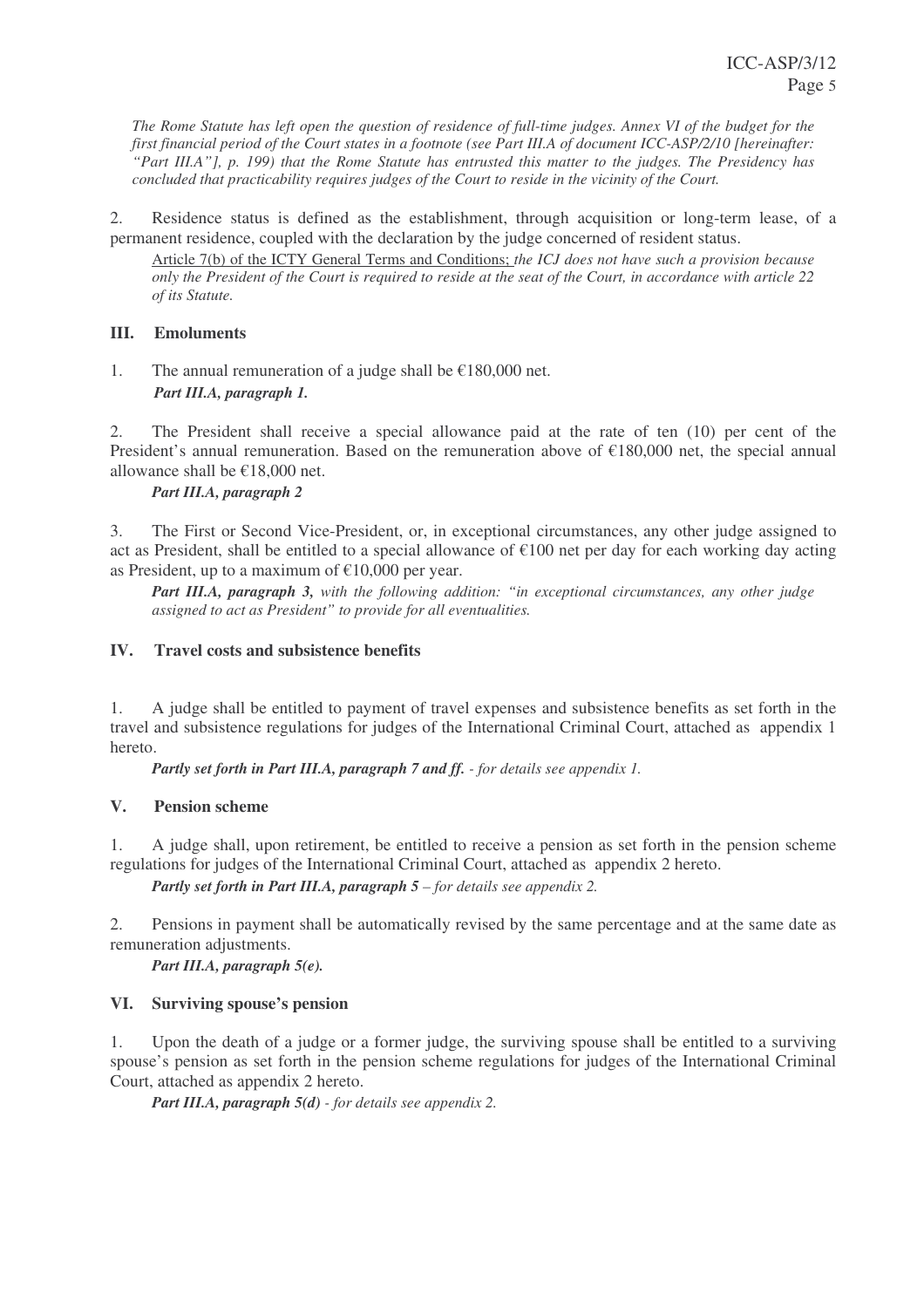*The Rome Statute has left open the question of residence of full-time judges. Annex VI of the budget for the first financial period of the Court states in a footnote (see Part III.A of document ICC-ASP/2/10 [hereinafter: "Part III.A"], p. 199) that the Rome Statute has entrusted this matter to the judges. The Presidency has concluded that practicability requires judges of the Court to reside in the vicinity of the Court.*

2. Residence status is defined as the establishment, through acquisition or long-term lease, of a permanent residence, coupled with the declaration by the judge concerned of resident status.

<u>Article 7(b) of the ICTY General Terms and Conditions;</u> *the ICJ does not have such a provision because only the President of the Court is required to reside at the seat of the Court, in accordance with article 22 of its Statute.*

### III. Emoluments

1. The annual remuneration of a judge shall be €180,000 net.

***Part III.A, paragraph 1.***

2. The President shall receive a special allowance paid at the rate of ten (10) per cent of the President's annual remuneration. Based on the remuneration above of €180,000 net, the special annual allowance shall be €18,000 net.

***Part III.A, paragraph 2***

3. The First or Second Vice-President, or, in exceptional circumstances, any other judge assigned to act as President, shall be entitled to a special allowance of €100 net per day for each working day acting as President, up to a maximum of €10,000 per year.

***Part III.A, paragraph 3,*** *with the following addition: "in exceptional circumstances, any other judge assigned to act as President" to provide for all eventualities.*

### IV. Travel costs and subsistence benefits

1. A judge shall be entitled to payment of travel expenses and subsistence benefits as set forth in the travel and subsistence regulations for judges of the International Criminal Court, attached as appendix 1 hereto.

***Partly set forth in Part III.A, paragraph 7 and ff.*** *- for details see appendix 1.*

### V. Pension scheme

1. A judge shall, upon retirement, be entitled to receive a pension as set forth in the pension scheme regulations for judges of the International Criminal Court, attached as appendix 2 hereto.

***Partly set forth in Part III.A, paragraph 5*** *– for details see appendix 2.*

2. Pensions in payment shall be automatically revised by the same percentage and at the same date as remuneration adjustments.

***Part III.A, paragraph 5(e).***

### VI. Surviving spouse's pension

1. Upon the death of a judge or a former judge, the surviving spouse shall be entitled to a surviving spouse's pension as set forth in the pension scheme regulations for judges of the International Criminal Court, attached as appendix 2 hereto.

***Part III.A, paragraph 5(d)*** *- for details see appendix 2.*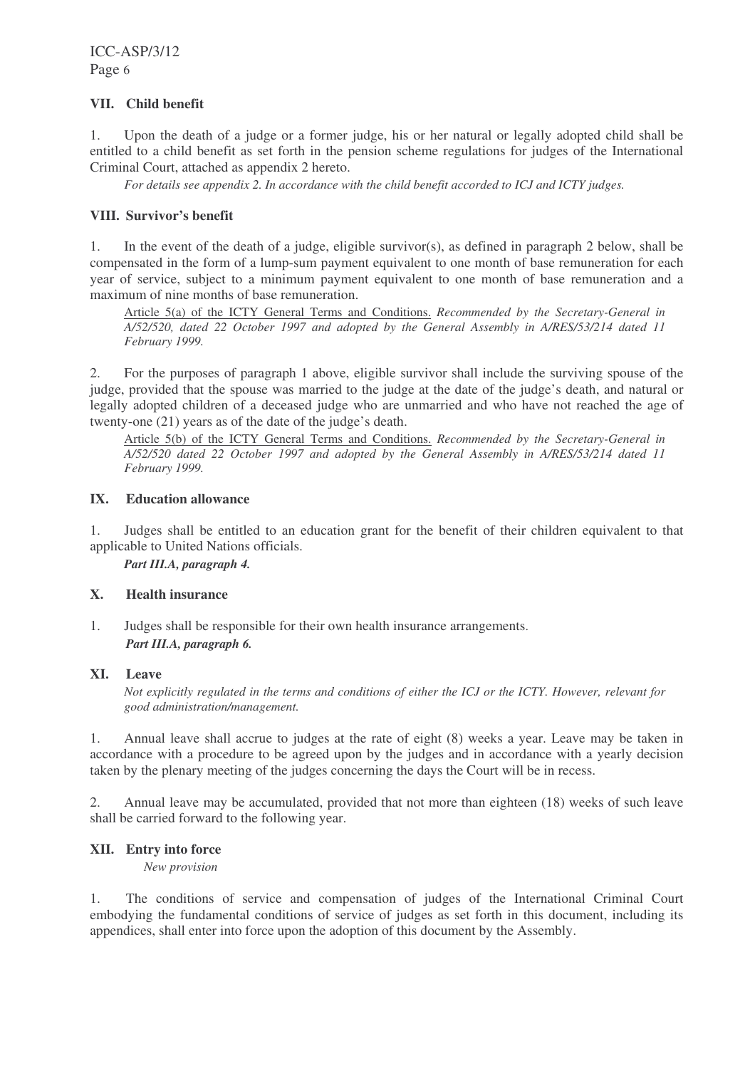## VII. Child benefit

1. Upon the death of a judge or a former judge, his or her natural or legally adopted child shall be entitled to a child benefit as set forth in the pension scheme regulations for judges of the International Criminal Court, attached as appendix 2 hereto.

*For details see appendix 2. In accordance with the child benefit accorded to ICJ and ICTY judges.*

## VIII. Survivor's benefit

1. In the event of the death of a judge, eligible survivor(s), as defined in paragraph 2 below, shall be compensated in the form of a lump-sum payment equivalent to one month of base remuneration for each year of service, subject to a minimum payment equivalent to one month of base remuneration and a maximum of nine months of base remuneration.

<u>Article 5(a) of the ICTY General Terms and Conditions.</u> *Recommended by the Secretary-General in A/52/520, dated 22 October 1997 and adopted by the General Assembly in A/RES/53/214 dated 11 February 1999.*

2. For the purposes of paragraph 1 above, eligible survivor shall include the surviving spouse of the judge, provided that the spouse was married to the judge at the date of the judge's death, and natural or legally adopted children of a deceased judge who are unmarried and who have not reached the age of twenty-one (21) years as of the date of the judge's death.

<u>Article 5(b) of the ICTY General Terms and Conditions.</u> *Recommended by the Secretary-General in A/52/520 dated 22 October 1997 and adopted by the General Assembly in A/RES/53/214 dated 11 February 1999.*

## IX. Education allowance

1. Judges shall be entitled to an education grant for the benefit of their children equivalent to that applicable to United Nations officials.

***Part III.A, paragraph 4.***

## X. Health insurance

1. Judges shall be responsible for their own health insurance arrangements.

***Part III.A, paragraph 6.***

## XI. Leave

*Not explicitly regulated in the terms and conditions of either the ICJ or the ICTY. However, relevant for good administration/management.*

1. Annual leave shall accrue to judges at the rate of eight (8) weeks a year. Leave may be taken in accordance with a procedure to be agreed upon by the judges and in accordance with a yearly decision taken by the plenary meeting of the judges concerning the days the Court will be in recess.

2. Annual leave may be accumulated, provided that not more than eighteen (18) weeks of such leave shall be carried forward to the following year.

## XII. Entry into force

*New provision*

1. The conditions of service and compensation of judges of the International Criminal Court embodying the fundamental conditions of service of judges as set forth in this document, including its appendices, shall enter into force upon the adoption of this document by the Assembly.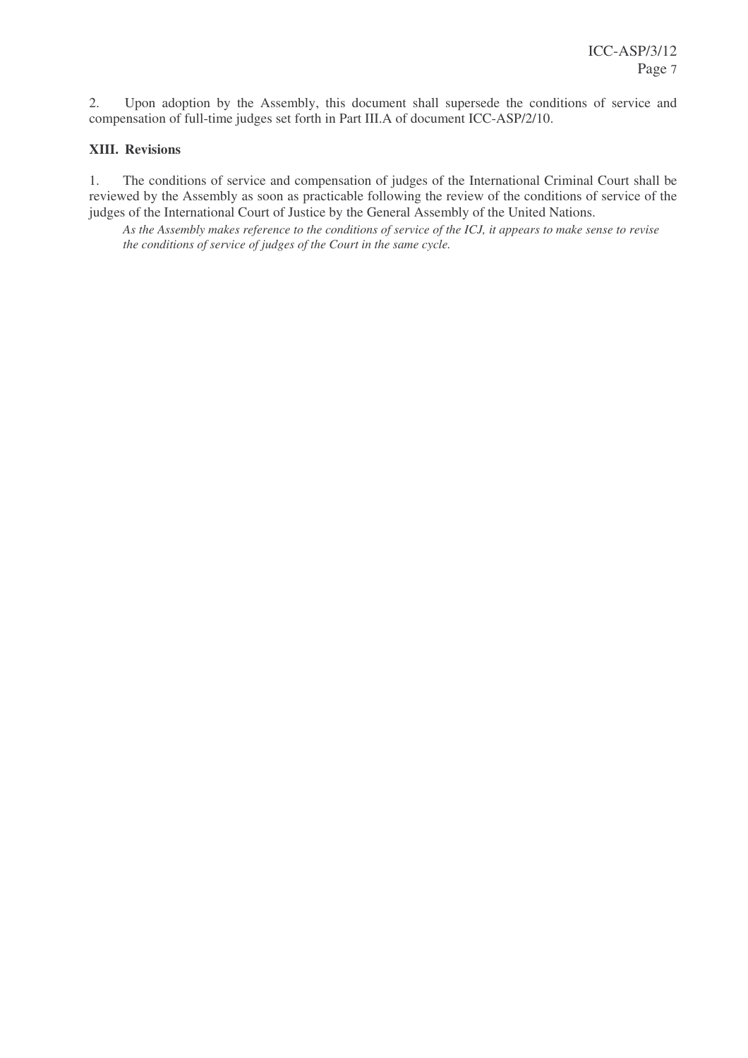2. Upon adoption by the Assembly, this document shall supersede the conditions of service and compensation of full-time judges set forth in Part III.A of document ICC-ASP/2/10.

## XIII. Revisions

1. The conditions of service and compensation of judges of the International Criminal Court shall be reviewed by the Assembly as soon as practicable following the review of the conditions of service of the judges of the International Court of Justice by the General Assembly of the United Nations.

*As the Assembly makes reference to the conditions of service of the ICJ, it appears to make sense to revise the conditions of service of judges of the Court in the same cycle.*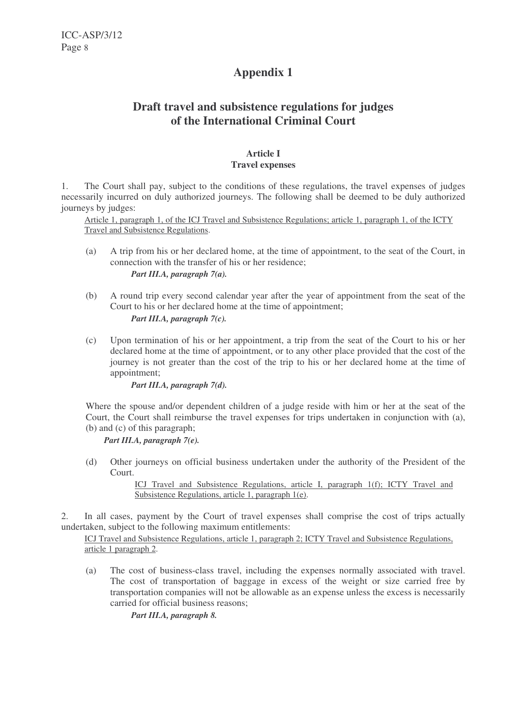# Appendix 1

## Draft travel and subsistence regulations for judges of the International Criminal Court

### Article I
### Travel expenses

1. The Court shall pay, subject to the conditions of these regulations, the travel expenses of judges necessarily incurred on duly authorized journeys. The following shall be deemed to be duly authorized journeys by judges:

   <u>Article 1, paragraph 1, of the ICJ Travel and Subsistence Regulations; article 1, paragraph 1, of the ICTY Travel and Subsistence Regulations</u>.

   (a) A trip from his or her declared home, at the time of appointment, to the seat of the Court, in connection with the transfer of his or her residence;

   ***Part III.A, paragraph 7(a).***

   (b) A round trip every second calendar year after the year of appointment from the seat of the Court to his or her declared home at the time of appointment;

   ***Part III.A, paragraph 7(c).***

   (c) Upon termination of his or her appointment, a trip from the seat of the Court to his or her declared home at the time of appointment, or to any other place provided that the cost of the journey is not greater than the cost of the trip to his or her declared home at the time of appointment;

   ***Part III.A, paragraph 7(d).***

   Where the spouse and/or dependent children of a judge reside with him or her at the seat of the Court, the Court shall reimburse the travel expenses for trips undertaken in conjunction with (a), (b) and (c) of this paragraph;

   ***Part III.A, paragraph 7(e).***

   (d) Other journeys on official business undertaken under the authority of the President of the Court.

   <u>ICJ Travel and Subsistence Regulations, article I, paragraph 1(f); ICTY Travel and Subsistence Regulations, article 1, paragraph 1(e)</u>.

2. In all cases, payment by the Court of travel expenses shall comprise the cost of trips actually undertaken, subject to the following maximum entitlements:

   <u>ICJ Travel and Subsistence Regulations, article 1, paragraph 2; ICTY Travel and Subsistence Regulations, article 1 paragraph 2</u>.

   (a) The cost of business-class travel, including the expenses normally associated with travel. The cost of transportation of baggage in excess of the weight or size carried free by transportation companies will not be allowable as an expense unless the excess is necessarily carried for official business reasons;

   ***Part III.A, paragraph 8.***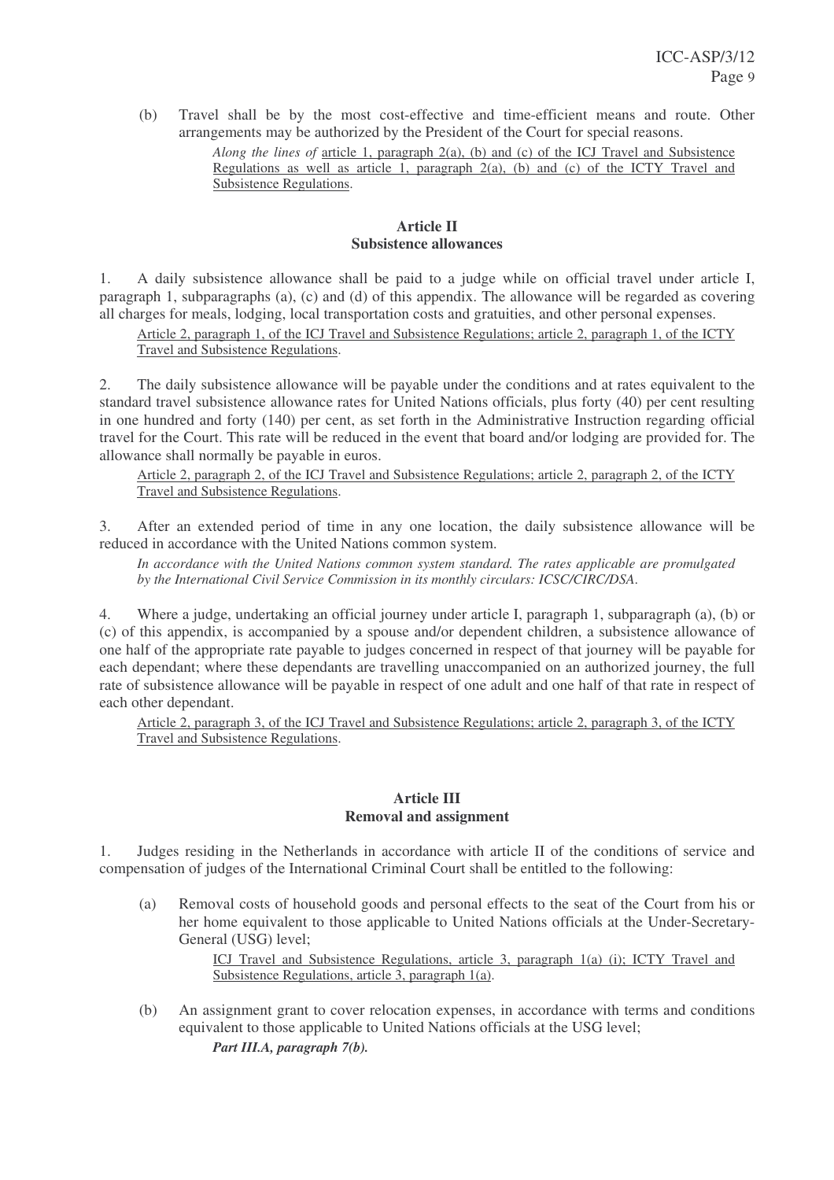(b) Travel shall be by the most cost-effective and time-efficient means and route. Other arrangements may be authorized by the President of the Court for special reasons.

*Along the lines of* article 1, paragraph 2(a), (b) and (c) of the ICJ Travel and Subsistence Regulations as well as article 1, paragraph 2(a), (b) and (c) of the ICTY Travel and Subsistence Regulations.

**Article II**
**Subsistence allowances**

1. A daily subsistence allowance shall be paid to a judge while on official travel under article I, paragraph 1, subparagraphs (a), (c) and (d) of this appendix. The allowance will be regarded as covering all charges for meals, lodging, local transportation costs and gratuities, and other personal expenses.

Article 2, paragraph 1, of the ICJ Travel and Subsistence Regulations; article 2, paragraph 1, of the ICTY Travel and Subsistence Regulations.

2. The daily subsistence allowance will be payable under the conditions and at rates equivalent to the standard travel subsistence allowance rates for United Nations officials, plus forty (40) per cent resulting in one hundred and forty (140) per cent, as set forth in the Administrative Instruction regarding official travel for the Court. This rate will be reduced in the event that board and/or lodging are provided for. The allowance shall normally be payable in euros.

Article 2, paragraph 2, of the ICJ Travel and Subsistence Regulations; article 2, paragraph 2, of the ICTY Travel and Subsistence Regulations.

3. After an extended period of time in any one location, the daily subsistence allowance will be reduced in accordance with the United Nations common system.

*In accordance with the United Nations common system standard. The rates applicable are promulgated by the International Civil Service Commission in its monthly circulars: ICSC/CIRC/DSA.*

4. Where a judge, undertaking an official journey under article I, paragraph 1, subparagraph (a), (b) or (c) of this appendix, is accompanied by a spouse and/or dependent children, a subsistence allowance of one half of the appropriate rate payable to judges concerned in respect of that journey will be payable for each dependant; where these dependants are travelling unaccompanied on an authorized journey, the full rate of subsistence allowance will be payable in respect of one adult and one half of that rate in respect of each other dependant.

Article 2, paragraph 3, of the ICJ Travel and Subsistence Regulations; article 2, paragraph 3, of the ICTY Travel and Subsistence Regulations.

**Article III**
**Removal and assignment**

1. Judges residing in the Netherlands in accordance with article II of the conditions of service and compensation of judges of the International Criminal Court shall be entitled to the following:

(a) Removal costs of household goods and personal effects to the seat of the Court from his or her home equivalent to those applicable to United Nations officials at the Under-Secretary-General (USG) level;

ICJ Travel and Subsistence Regulations, article 3, paragraph 1(a) (i); ICTY Travel and Subsistence Regulations, article 3, paragraph 1(a).

(b) An assignment grant to cover relocation expenses, in accordance with terms and conditions equivalent to those applicable to United Nations officials at the USG level;

***Part III.A, paragraph 7(b).***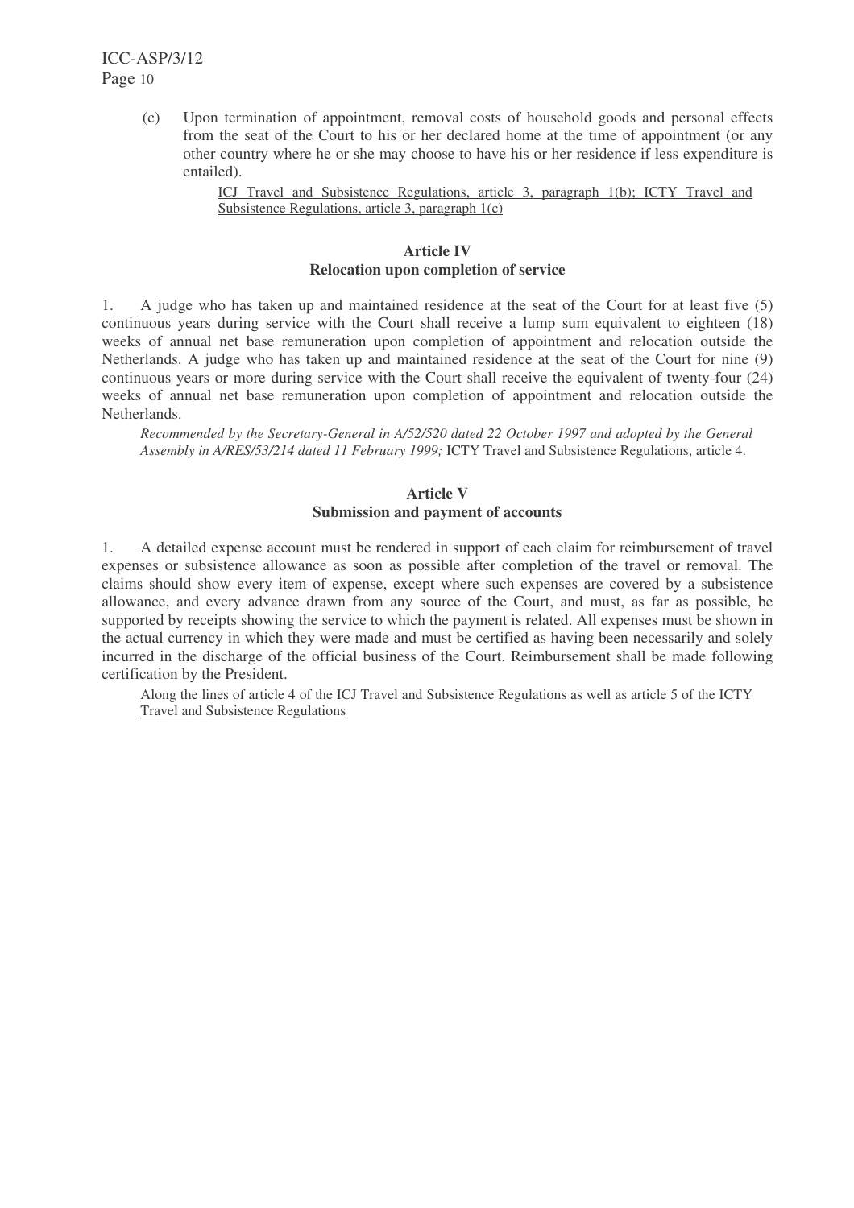(c) Upon termination of appointment, removal costs of household goods and personal effects from the seat of the Court to his or her declared home at the time of appointment (or any other country where he or she may choose to have his or her residence if less expenditure is entailed).

ICJ Travel and Subsistence Regulations, article 3, paragraph 1(b); ICTY Travel and Subsistence Regulations, article 3, paragraph 1(c)

### Article IV
### Relocation upon completion of service

1. A judge who has taken up and maintained residence at the seat of the Court for at least five (5) continuous years during service with the Court shall receive a lump sum equivalent to eighteen (18) weeks of annual net base remuneration upon completion of appointment and relocation outside the Netherlands. A judge who has taken up and maintained residence at the seat of the Court for nine (9) continuous years or more during service with the Court shall receive the equivalent of twenty-four (24) weeks of annual net base remuneration upon completion of appointment and relocation outside the Netherlands.

*Recommended by the Secretary-General in A/52/520 dated 22 October 1997 and adopted by the General Assembly in A/RES/53/214 dated 11 February 1999;* ICTY Travel and Subsistence Regulations, article 4.

### Article V
### Submission and payment of accounts

1. A detailed expense account must be rendered in support of each claim for reimbursement of travel expenses or subsistence allowance as soon as possible after completion of the travel or removal. The claims should show every item of expense, except where such expenses are covered by a subsistence allowance, and every advance drawn from any source of the Court, and must, as far as possible, be supported by receipts showing the service to which the payment is related. All expenses must be shown in the actual currency in which they were made and must be certified as having been necessarily and solely incurred in the discharge of the official business of the Court. Reimbursement shall be made following certification by the President.

Along the lines of article 4 of the ICJ Travel and Subsistence Regulations as well as article 5 of the ICTY Travel and Subsistence Regulations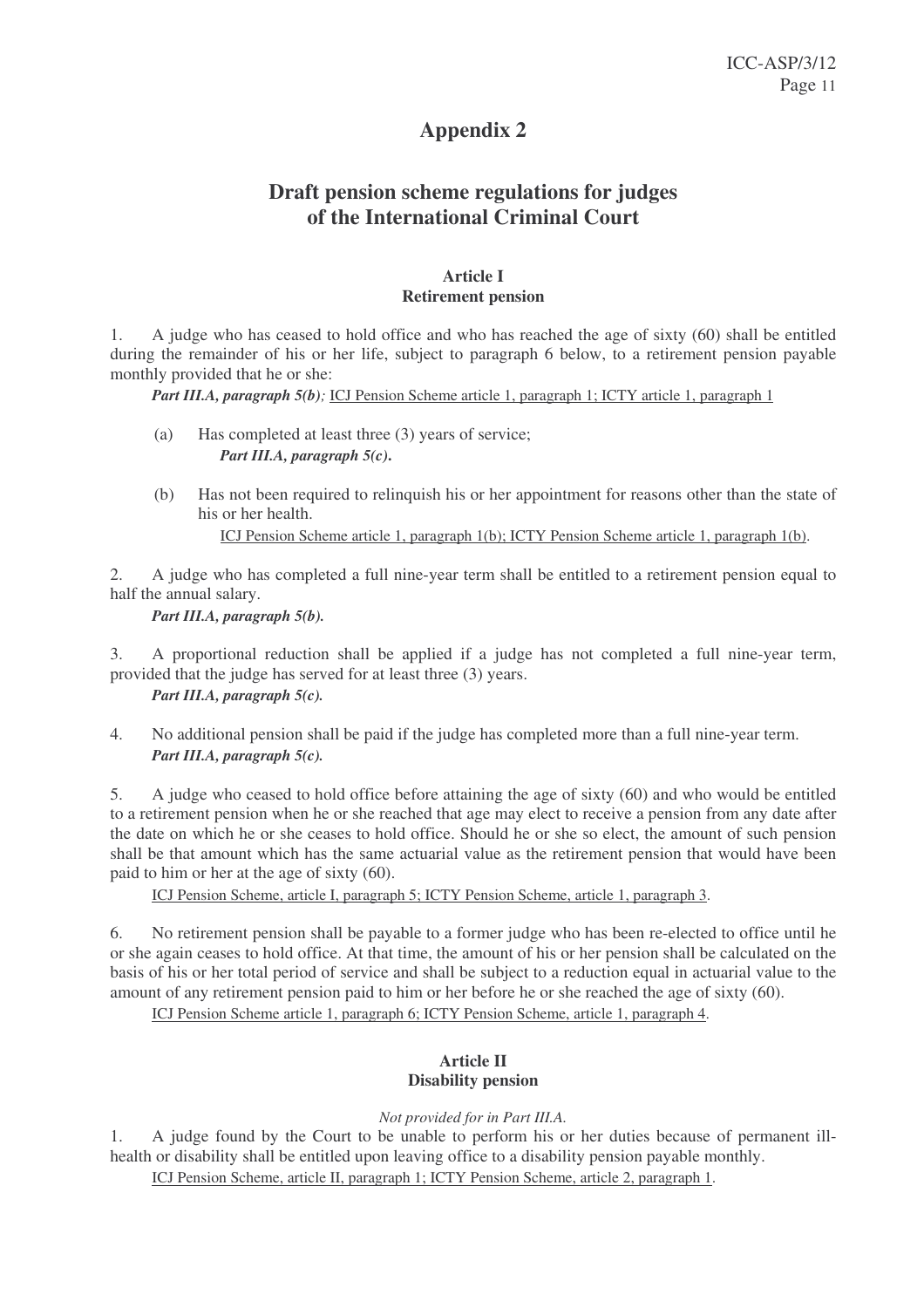# Appendix 2

## Draft pension scheme regulations for judges of the International Criminal Court

### Article I
### Retirement pension

1. A judge who has ceased to hold office and who has reached the age of sixty (60) shall be entitled during the remainder of his or her life, subject to paragraph 6 below, to a retirement pension payable monthly provided that he or she:

   ***Part III.A, paragraph 5(b);*** ICJ Pension Scheme article 1, paragraph 1; ICTY article 1, paragraph 1

   (a) Has completed at least three (3) years of service;
   ***Part III.A, paragraph 5(c).***

   (b) Has not been required to relinquish his or her appointment for reasons other than the state of his or her health.
   ICJ Pension Scheme article 1, paragraph 1(b); ICTY Pension Scheme article 1, paragraph 1(b).

2. A judge who has completed a full nine-year term shall be entitled to a retirement pension equal to half the annual salary.

   ***Part III.A, paragraph 5(b).***

3. A proportional reduction shall be applied if a judge has not completed a full nine-year term, provided that the judge has served for at least three (3) years.

   ***Part III.A, paragraph 5(c).***

4. No additional pension shall be paid if the judge has completed more than a full nine-year term.

   ***Part III.A, paragraph 5(c).***

5. A judge who ceased to hold office before attaining the age of sixty (60) and who would be entitled to a retirement pension when he or she reached that age may elect to receive a pension from any date after the date on which he or she ceases to hold office. Should he or she so elect, the amount of such pension shall be that amount which has the same actuarial value as the retirement pension that would have been paid to him or her at the age of sixty (60).

   ICJ Pension Scheme, article I, paragraph 5; ICTY Pension Scheme, article 1, paragraph 3.

6. No retirement pension shall be payable to a former judge who has been re-elected to office until he or she again ceases to hold office. At that time, the amount of his or her pension shall be calculated on the basis of his or her total period of service and shall be subject to a reduction equal in actuarial value to the amount of any retirement pension paid to him or her before he or she reached the age of sixty (60).

   ICJ Pension Scheme article 1, paragraph 6; ICTY Pension Scheme, article 1, paragraph 4.

### Article II
### Disability pension

*Not provided for in Part III.A.*

1. A judge found by the Court to be unable to perform his or her duties because of permanent ill-health or disability shall be entitled upon leaving office to a disability pension payable monthly.

   ICJ Pension Scheme, article II, paragraph 1; ICTY Pension Scheme, article 2, paragraph 1.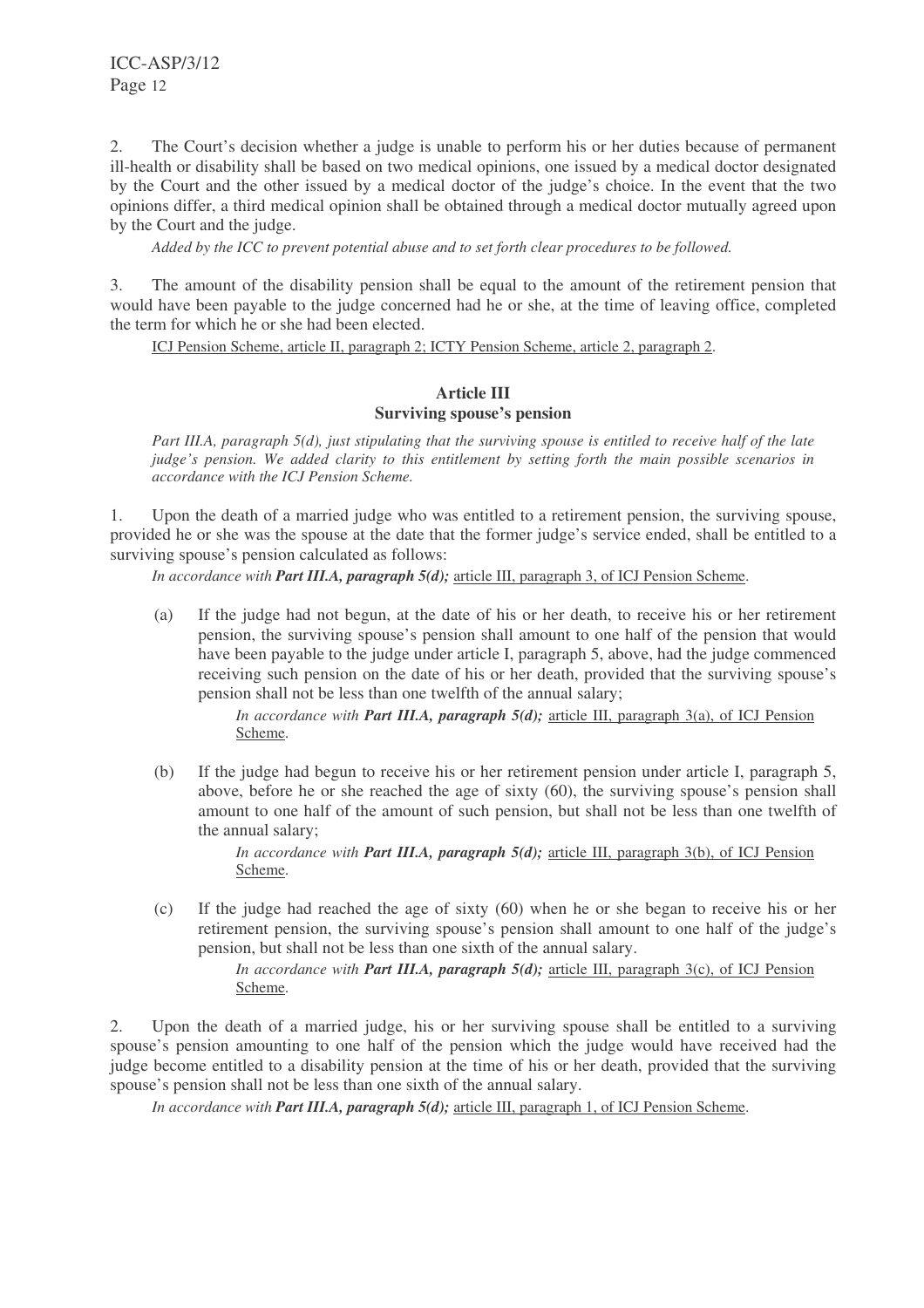2. The Court's decision whether a judge is unable to perform his or her duties because of permanent ill-health or disability shall be based on two medical opinions, one issued by a medical doctor designated by the Court and the other issued by a medical doctor of the judge's choice. In the event that the two opinions differ, a third medical opinion shall be obtained through a medical doctor mutually agreed upon by the Court and the judge.

*Added by the ICC to prevent potential abuse and to set forth clear procedures to be followed.*

3. The amount of the disability pension shall be equal to the amount of the retirement pension that would have been payable to the judge concerned had he or she, at the time of leaving office, completed the term for which he or she had been elected.

ICJ Pension Scheme, article II, paragraph 2; ICTY Pension Scheme, article 2, paragraph 2.

## Article III
## Surviving spouse's pension

*Part III.A, paragraph 5(d), just stipulating that the surviving spouse is entitled to receive half of the late judge's pension. We added clarity to this entitlement by setting forth the main possible scenarios in accordance with the ICJ Pension Scheme.*

1. Upon the death of a married judge who was entitled to a retirement pension, the surviving spouse, provided he or she was the spouse at the date that the former judge's service ended, shall be entitled to a surviving spouse's pension calculated as follows:

*In accordance with **Part III.A, paragraph 5(d);*** article III, paragraph 3, of ICJ Pension Scheme.

(a) If the judge had not begun, at the date of his or her death, to receive his or her retirement pension, the surviving spouse's pension shall amount to one half of the pension that would have been payable to the judge under article I, paragraph 5, above, had the judge commenced receiving such pension on the date of his or her death, provided that the surviving spouse's pension shall not be less than one twelfth of the annual salary;

*In accordance with **Part III.A, paragraph 5(d);*** article III, paragraph 3(a), of ICJ Pension Scheme.

(b) If the judge had begun to receive his or her retirement pension under article I, paragraph 5, above, before he or she reached the age of sixty (60), the surviving spouse's pension shall amount to one half of the amount of such pension, but shall not be less than one twelfth of the annual salary;

*In accordance with **Part III.A, paragraph 5(d);*** article III, paragraph 3(b), of ICJ Pension Scheme.

(c) If the judge had reached the age of sixty (60) when he or she began to receive his or her retirement pension, the surviving spouse's pension shall amount to one half of the judge's pension, but shall not be less than one sixth of the annual salary.

*In accordance with **Part III.A, paragraph 5(d);*** article III, paragraph 3(c), of ICJ Pension Scheme.

2. Upon the death of a married judge, his or her surviving spouse shall be entitled to a surviving spouse's pension amounting to one half of the pension which the judge would have received had the judge become entitled to a disability pension at the time of his or her death, provided that the surviving spouse's pension shall not be less than one sixth of the annual salary.

*In accordance with **Part III.A, paragraph 5(d);*** article III, paragraph 1, of ICJ Pension Scheme.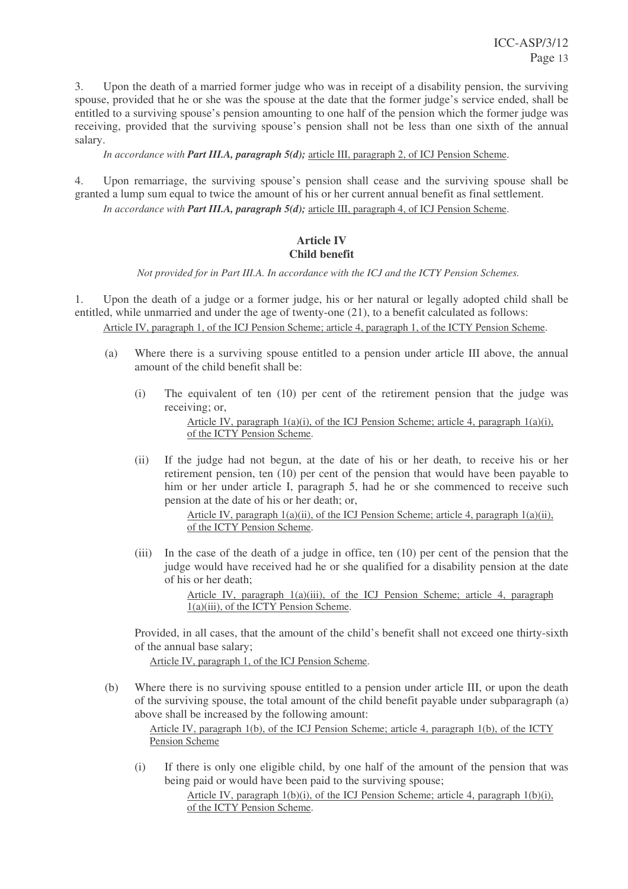3. Upon the death of a married former judge who was in receipt of a disability pension, the surviving spouse, provided that he or she was the spouse at the date that the former judge's service ended, shall be entitled to a surviving spouse's pension amounting to one half of the pension which the former judge was receiving, provided that the surviving spouse's pension shall not be less than one sixth of the annual salary.

*In accordance with* ***Part III.A, paragraph 5(d);*** article III, paragraph 2, of ICJ Pension Scheme.

4. Upon remarriage, the surviving spouse's pension shall cease and the surviving spouse shall be granted a lump sum equal to twice the amount of his or her current annual benefit as final settlement.

*In accordance with* ***Part III.A, paragraph 5(d);*** article III, paragraph 4, of ICJ Pension Scheme.

### Article IV
### Child benefit

*Not provided for in Part III.A. In accordance with the ICJ and the ICTY Pension Schemes.*

1. Upon the death of a judge or a former judge, his or her natural or legally adopted child shall be entitled, while unmarried and under the age of twenty-one (21), to a benefit calculated as follows:

Article IV, paragraph 1, of the ICJ Pension Scheme; article 4, paragraph 1, of the ICTY Pension Scheme.

(a) Where there is a surviving spouse entitled to a pension under article III above, the annual amount of the child benefit shall be:

(i) The equivalent of ten (10) per cent of the retirement pension that the judge was receiving; or,

Article IV, paragraph 1(a)(i), of the ICJ Pension Scheme; article 4, paragraph 1(a)(i), of the ICTY Pension Scheme.

(ii) If the judge had not begun, at the date of his or her death, to receive his or her retirement pension, ten (10) per cent of the pension that would have been payable to him or her under article I, paragraph 5, had he or she commenced to receive such pension at the date of his or her death; or,

Article IV, paragraph 1(a)(ii), of the ICJ Pension Scheme; article 4, paragraph 1(a)(ii), of the ICTY Pension Scheme.

(iii) In the case of the death of a judge in office, ten (10) per cent of the pension that the judge would have received had he or she qualified for a disability pension at the date of his or her death;

Article IV, paragraph 1(a)(iii), of the ICJ Pension Scheme; article 4, paragraph 1(a)(iii), of the ICTY Pension Scheme.

Provided, in all cases, that the amount of the child's benefit shall not exceed one thirty-sixth of the annual base salary;

Article IV, paragraph 1, of the ICJ Pension Scheme.

(b) Where there is no surviving spouse entitled to a pension under article III, or upon the death of the surviving spouse, the total amount of the child benefit payable under subparagraph (a) above shall be increased by the following amount:

Article IV, paragraph 1(b), of the ICJ Pension Scheme; article 4, paragraph 1(b), of the ICTY Pension Scheme

(i) If there is only one eligible child, by one half of the amount of the pension that was being paid or would have been paid to the surviving spouse;

Article IV, paragraph 1(b)(i), of the ICJ Pension Scheme; article 4, paragraph 1(b)(i), of the ICTY Pension Scheme.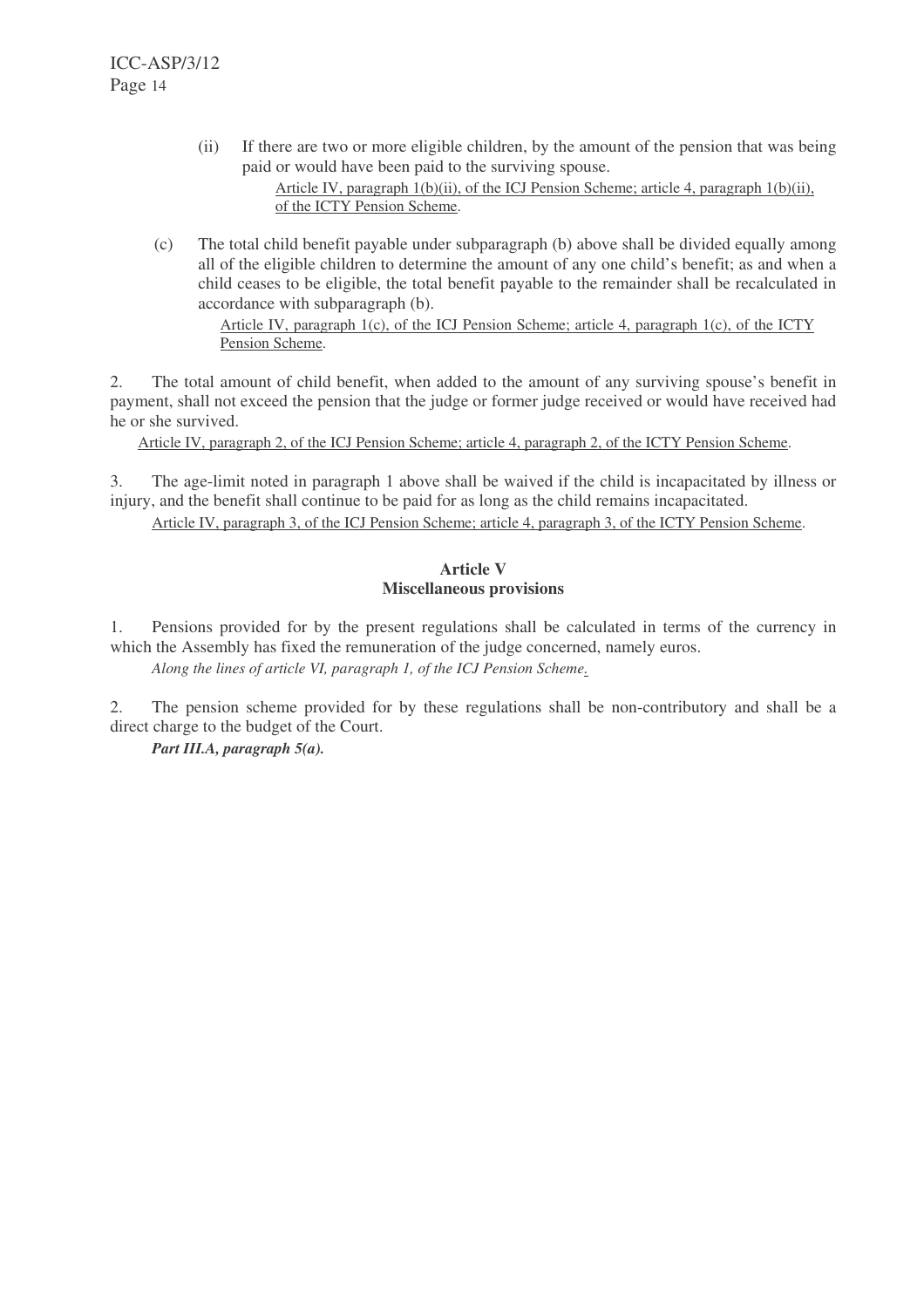(ii) If there are two or more eligible children, by the amount of the pension that was being paid or would have been paid to the surviving spouse.

Article IV, paragraph 1(b)(ii), of the ICJ Pension Scheme; article 4, paragraph 1(b)(ii), of the ICTY Pension Scheme.

(c) The total child benefit payable under subparagraph (b) above shall be divided equally among all of the eligible children to determine the amount of any one child's benefit; as and when a child ceases to be eligible, the total benefit payable to the remainder shall be recalculated in accordance with subparagraph (b).

Article IV, paragraph 1(c), of the ICJ Pension Scheme; article 4, paragraph 1(c), of the ICTY Pension Scheme.

2. The total amount of child benefit, when added to the amount of any surviving spouse's benefit in payment, shall not exceed the pension that the judge or former judge received or would have received had he or she survived.

Article IV, paragraph 2, of the ICJ Pension Scheme; article 4, paragraph 2, of the ICTY Pension Scheme.

3. The age-limit noted in paragraph 1 above shall be waived if the child is incapacitated by illness or injury, and the benefit shall continue to be paid for as long as the child remains incapacitated.

Article IV, paragraph 3, of the ICJ Pension Scheme; article 4, paragraph 3, of the ICTY Pension Scheme.

### Article V
### Miscellaneous provisions

1. Pensions provided for by the present regulations shall be calculated in terms of the currency in which the Assembly has fixed the remuneration of the judge concerned, namely euros.

*Along the lines of article VI, paragraph 1, of the ICJ Pension Scheme.*

2. The pension scheme provided for by these regulations shall be non-contributory and shall be a direct charge to the budget of the Court.

***Part III.A, paragraph 5(a).***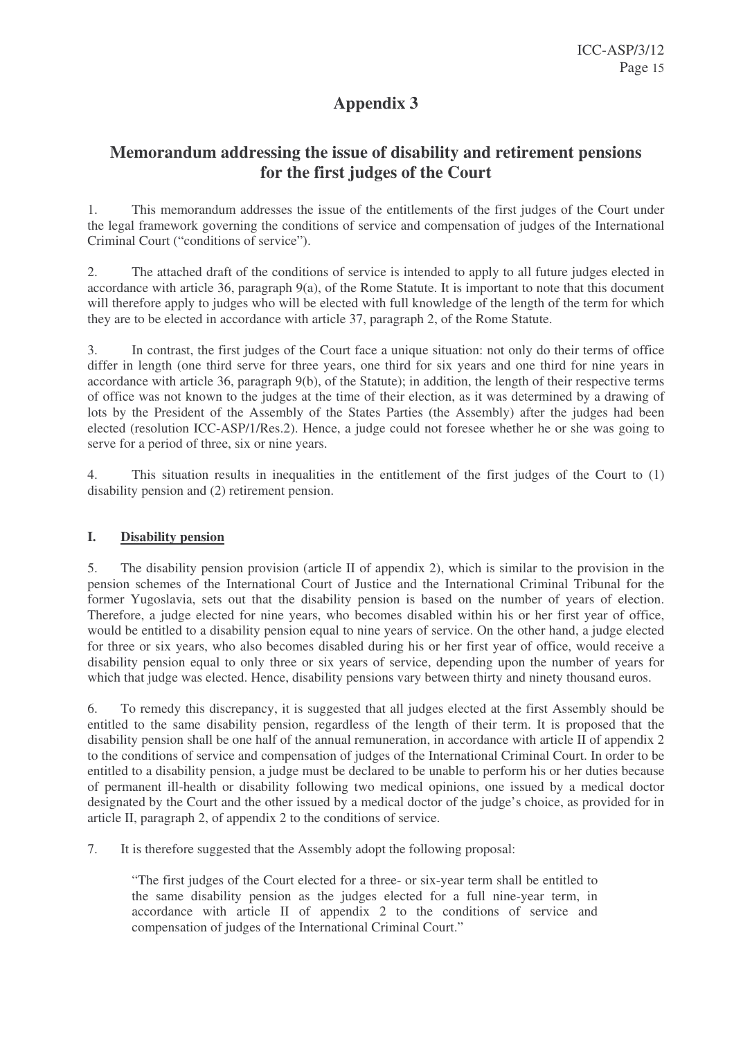# Appendix 3

## Memorandum addressing the issue of disability and retirement pensions for the first judges of the Court

1. This memorandum addresses the issue of the entitlements of the first judges of the Court under the legal framework governing the conditions of service and compensation of judges of the International Criminal Court ("conditions of service").

2. The attached draft of the conditions of service is intended to apply to all future judges elected in accordance with article 36, paragraph 9(a), of the Rome Statute. It is important to note that this document will therefore apply to judges who will be elected with full knowledge of the length of the term for which they are to be elected in accordance with article 37, paragraph 2, of the Rome Statute.

3. In contrast, the first judges of the Court face a unique situation: not only do their terms of office differ in length (one third serve for three years, one third for six years and one third for nine years in accordance with article 36, paragraph 9(b), of the Statute); in addition, the length of their respective terms of office was not known to the judges at the time of their election, as it was determined by a drawing of lots by the President of the Assembly of the States Parties (the Assembly) after the judges had been elected (resolution ICC-ASP/1/Res.2). Hence, a judge could not foresee whether he or she was going to serve for a period of three, six or nine years.

4. This situation results in inequalities in the entitlement of the first judges of the Court to (1) disability pension and (2) retirement pension.

### I. <u>Disability pension</u>

5. The disability pension provision (article II of appendix 2), which is similar to the provision in the pension schemes of the International Court of Justice and the International Criminal Tribunal for the former Yugoslavia, sets out that the disability pension is based on the number of years of election. Therefore, a judge elected for nine years, who becomes disabled within his or her first year of office, would be entitled to a disability pension equal to nine years of service. On the other hand, a judge elected for three or six years, who also becomes disabled during his or her first year of office, would receive a disability pension equal to only three or six years of service, depending upon the number of years for which that judge was elected. Hence, disability pensions vary between thirty and ninety thousand euros.

6. To remedy this discrepancy, it is suggested that all judges elected at the first Assembly should be entitled to the same disability pension, regardless of the length of their term. It is proposed that the disability pension shall be one half of the annual remuneration, in accordance with article II of appendix 2 to the conditions of service and compensation of judges of the International Criminal Court. In order to be entitled to a disability pension, a judge must be declared to be unable to perform his or her duties because of permanent ill-health or disability following two medical opinions, one issued by a medical doctor designated by the Court and the other issued by a medical doctor of the judge's choice, as provided for in article II, paragraph 2, of appendix 2 to the conditions of service.

7. It is therefore suggested that the Assembly adopt the following proposal:

> "The first judges of the Court elected for a three- or six-year term shall be entitled to the same disability pension as the judges elected for a full nine-year term, in accordance with article II of appendix 2 to the conditions of service and compensation of judges of the International Criminal Court."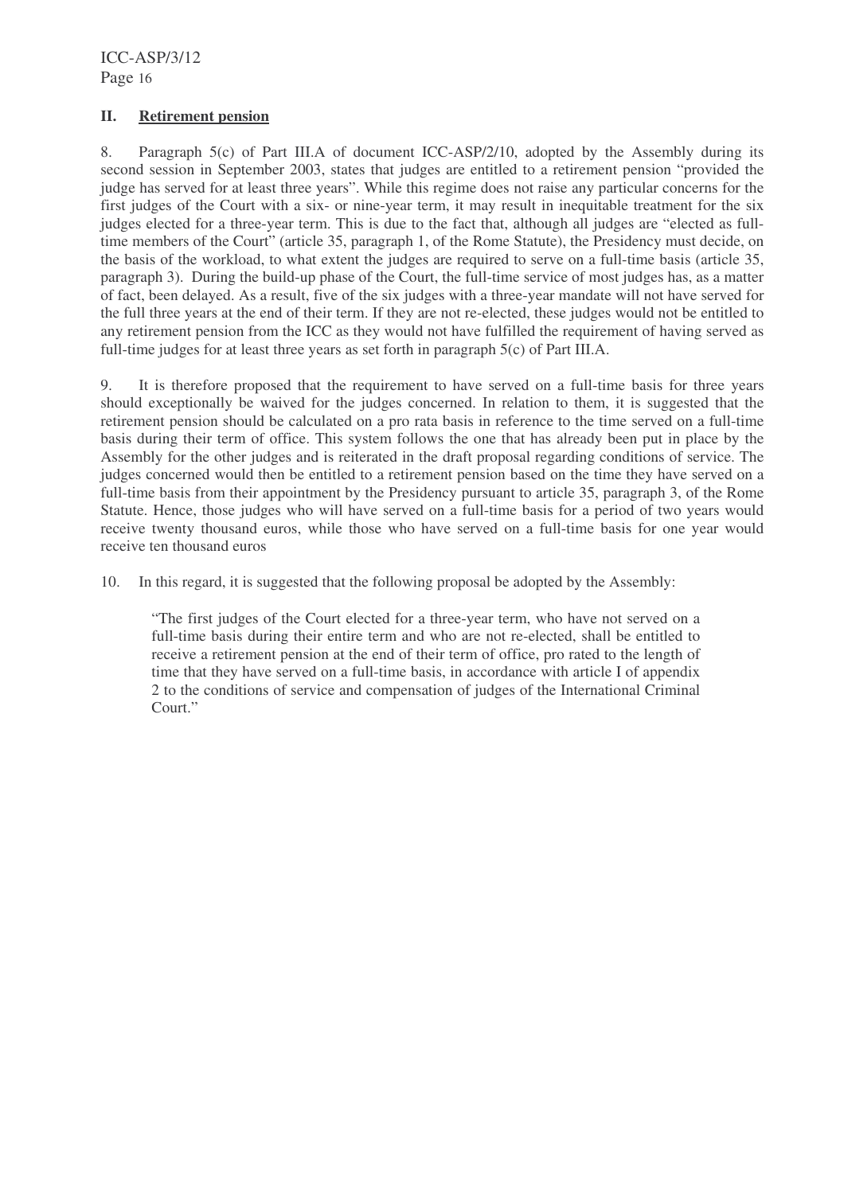## II. Retirement pension

8. Paragraph 5(c) of Part III.A of document ICC-ASP/2/10, adopted by the Assembly during its second session in September 2003, states that judges are entitled to a retirement pension "provided the judge has served for at least three years". While this regime does not raise any particular concerns for the first judges of the Court with a six- or nine-year term, it may result in inequitable treatment for the six judges elected for a three-year term. This is due to the fact that, although all judges are "elected as full-time members of the Court" (article 35, paragraph 1, of the Rome Statute), the Presidency must decide, on the basis of the workload, to what extent the judges are required to serve on a full-time basis (article 35, paragraph 3). During the build-up phase of the Court, the full-time service of most judges has, as a matter of fact, been delayed. As a result, five of the six judges with a three-year mandate will not have served for the full three years at the end of their term. If they are not re-elected, these judges would not be entitled to any retirement pension from the ICC as they would not have fulfilled the requirement of having served as full-time judges for at least three years as set forth in paragraph 5(c) of Part III.A.

9. It is therefore proposed that the requirement to have served on a full-time basis for three years should exceptionally be waived for the judges concerned. In relation to them, it is suggested that the retirement pension should be calculated on a pro rata basis in reference to the time served on a full-time basis during their term of office. This system follows the one that has already been put in place by the Assembly for the other judges and is reiterated in the draft proposal regarding conditions of service. The judges concerned would then be entitled to a retirement pension based on the time they have served on a full-time basis from their appointment by the Presidency pursuant to article 35, paragraph 3, of the Rome Statute. Hence, those judges who will have served on a full-time basis for a period of two years would receive twenty thousand euros, while those who have served on a full-time basis for one year would receive ten thousand euros

10. In this regard, it is suggested that the following proposal be adopted by the Assembly:

> "The first judges of the Court elected for a three-year term, who have not served on a full-time basis during their entire term and who are not re-elected, shall be entitled to receive a retirement pension at the end of their term of office, pro rated to the length of time that they have served on a full-time basis, in accordance with article I of appendix 2 to the conditions of service and compensation of judges of the International Criminal Court."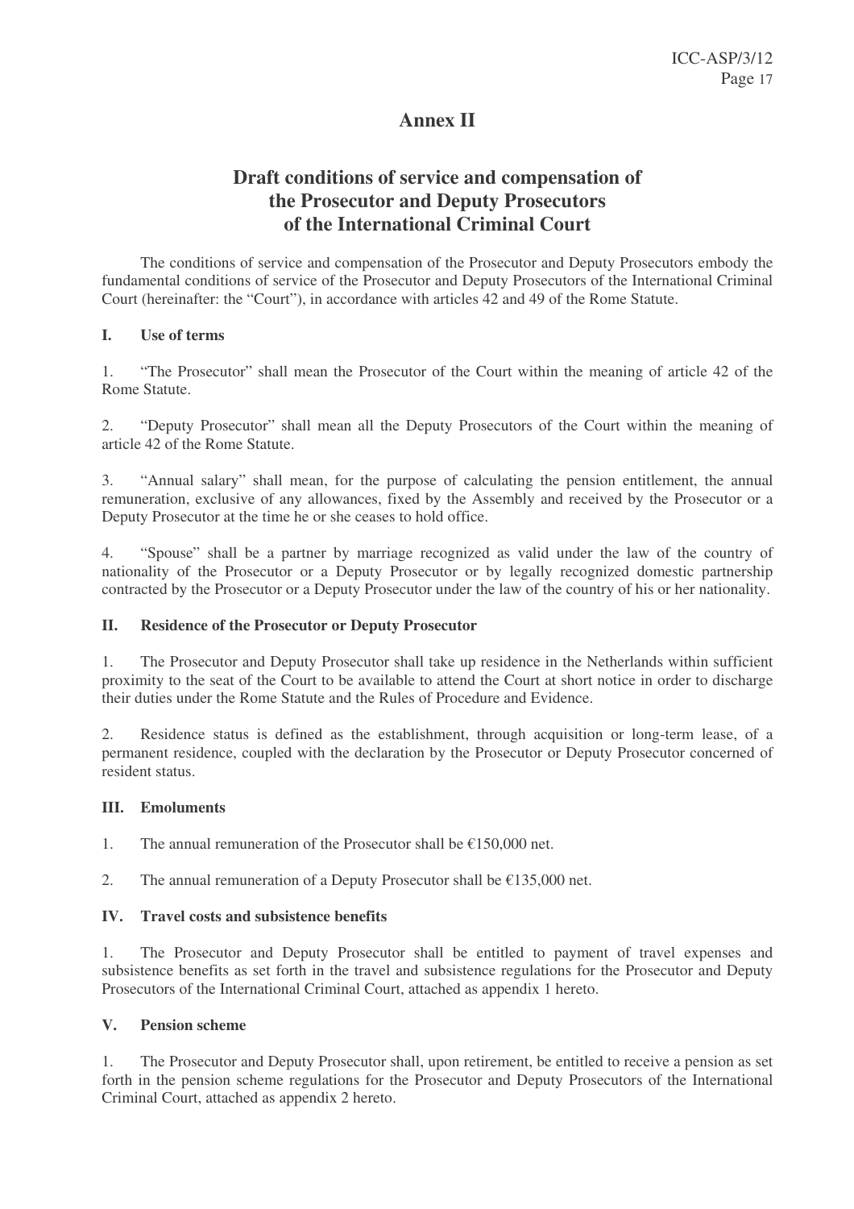# Annex II

## Draft conditions of service and compensation of the Prosecutor and Deputy Prosecutors of the International Criminal Court

The conditions of service and compensation of the Prosecutor and Deputy Prosecutors embody the fundamental conditions of service of the Prosecutor and Deputy Prosecutors of the International Criminal Court (hereinafter: the "Court"), in accordance with articles 42 and 49 of the Rome Statute.

### I. Use of terms

1. "The Prosecutor" shall mean the Prosecutor of the Court within the meaning of article 42 of the Rome Statute.

2. "Deputy Prosecutor" shall mean all the Deputy Prosecutors of the Court within the meaning of article 42 of the Rome Statute.

3. "Annual salary" shall mean, for the purpose of calculating the pension entitlement, the annual remuneration, exclusive of any allowances, fixed by the Assembly and received by the Prosecutor or a Deputy Prosecutor at the time he or she ceases to hold office.

4. "Spouse" shall be a partner by marriage recognized as valid under the law of the country of nationality of the Prosecutor or a Deputy Prosecutor or by legally recognized domestic partnership contracted by the Prosecutor or a Deputy Prosecutor under the law of the country of his or her nationality.

### II. Residence of the Prosecutor or Deputy Prosecutor

1. The Prosecutor and Deputy Prosecutor shall take up residence in the Netherlands within sufficient proximity to the seat of the Court to be available to attend the Court at short notice in order to discharge their duties under the Rome Statute and the Rules of Procedure and Evidence.

2. Residence status is defined as the establishment, through acquisition or long-term lease, of a permanent residence, coupled with the declaration by the Prosecutor or Deputy Prosecutor concerned of resident status.

### III. Emoluments

1. The annual remuneration of the Prosecutor shall be €150,000 net.

2. The annual remuneration of a Deputy Prosecutor shall be €135,000 net.

### IV. Travel costs and subsistence benefits

1. The Prosecutor and Deputy Prosecutor shall be entitled to payment of travel expenses and subsistence benefits as set forth in the travel and subsistence regulations for the Prosecutor and Deputy Prosecutors of the International Criminal Court, attached as appendix 1 hereto.

### V. Pension scheme

1. The Prosecutor and Deputy Prosecutor shall, upon retirement, be entitled to receive a pension as set forth in the pension scheme regulations for the Prosecutor and Deputy Prosecutors of the International Criminal Court, attached as appendix 2 hereto.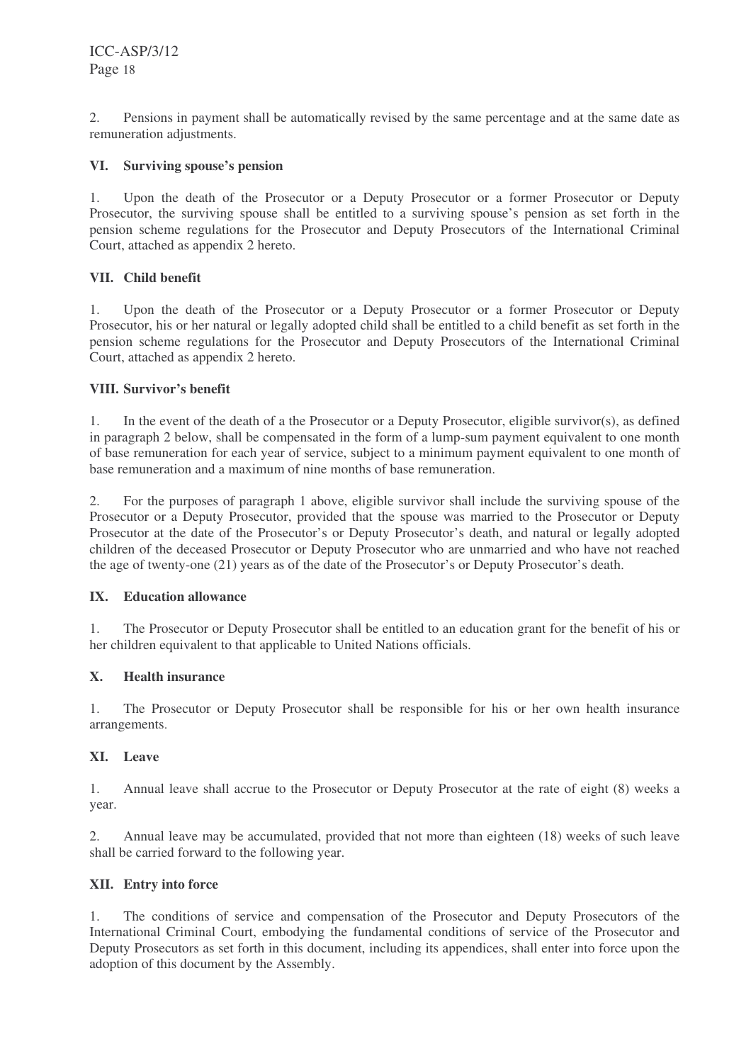2. Pensions in payment shall be automatically revised by the same percentage and at the same date as remuneration adjustments.

### VI. Surviving spouse's pension

1. Upon the death of the Prosecutor or a Deputy Prosecutor or a former Prosecutor or Deputy Prosecutor, the surviving spouse shall be entitled to a surviving spouse's pension as set forth in the pension scheme regulations for the Prosecutor and Deputy Prosecutors of the International Criminal Court, attached as appendix 2 hereto.

### VII. Child benefit

1. Upon the death of the Prosecutor or a Deputy Prosecutor or a former Prosecutor or Deputy Prosecutor, his or her natural or legally adopted child shall be entitled to a child benefit as set forth in the pension scheme regulations for the Prosecutor and Deputy Prosecutors of the International Criminal Court, attached as appendix 2 hereto.

### VIII. Survivor's benefit

1. In the event of the death of a the Prosecutor or a Deputy Prosecutor, eligible survivor(s), as defined in paragraph 2 below, shall be compensated in the form of a lump-sum payment equivalent to one month of base remuneration for each year of service, subject to a minimum payment equivalent to one month of base remuneration and a maximum of nine months of base remuneration.

2. For the purposes of paragraph 1 above, eligible survivor shall include the surviving spouse of the Prosecutor or a Deputy Prosecutor, provided that the spouse was married to the Prosecutor or Deputy Prosecutor at the date of the Prosecutor's or Deputy Prosecutor's death, and natural or legally adopted children of the deceased Prosecutor or Deputy Prosecutor who are unmarried and who have not reached the age of twenty-one (21) years as of the date of the Prosecutor's or Deputy Prosecutor's death.

### IX. Education allowance

1. The Prosecutor or Deputy Prosecutor shall be entitled to an education grant for the benefit of his or her children equivalent to that applicable to United Nations officials.

### X. Health insurance

1. The Prosecutor or Deputy Prosecutor shall be responsible for his or her own health insurance arrangements.

### XI. Leave

1. Annual leave shall accrue to the Prosecutor or Deputy Prosecutor at the rate of eight (8) weeks a year.

2. Annual leave may be accumulated, provided that not more than eighteen (18) weeks of such leave shall be carried forward to the following year.

### XII. Entry into force

1. The conditions of service and compensation of the Prosecutor and Deputy Prosecutors of the International Criminal Court, embodying the fundamental conditions of service of the Prosecutor and Deputy Prosecutors as set forth in this document, including its appendices, shall enter into force upon the adoption of this document by the Assembly.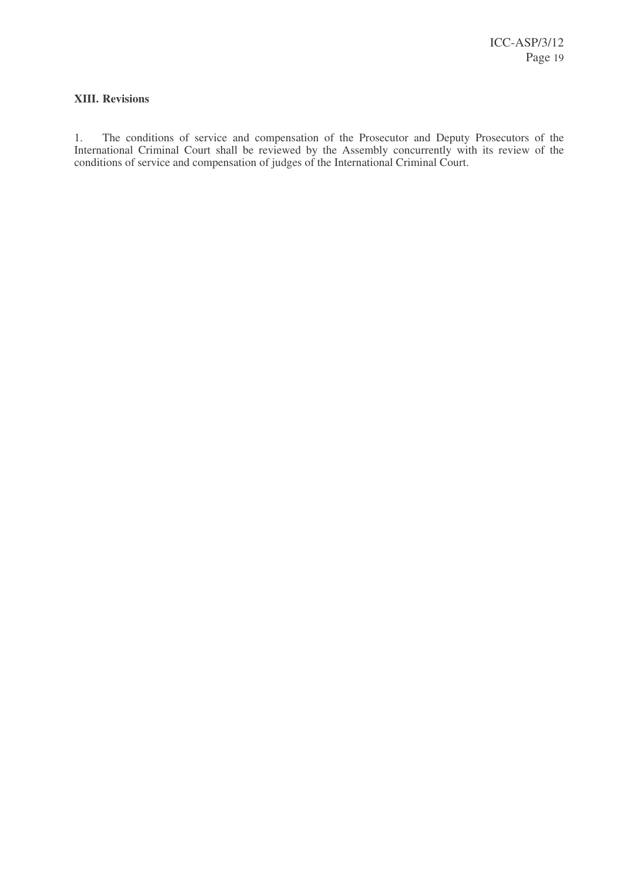**XIII. Revisions**

1. The conditions of service and compensation of the Prosecutor and Deputy Prosecutors of the International Criminal Court shall be reviewed by the Assembly concurrently with its review of the conditions of service and compensation of judges of the International Criminal Court.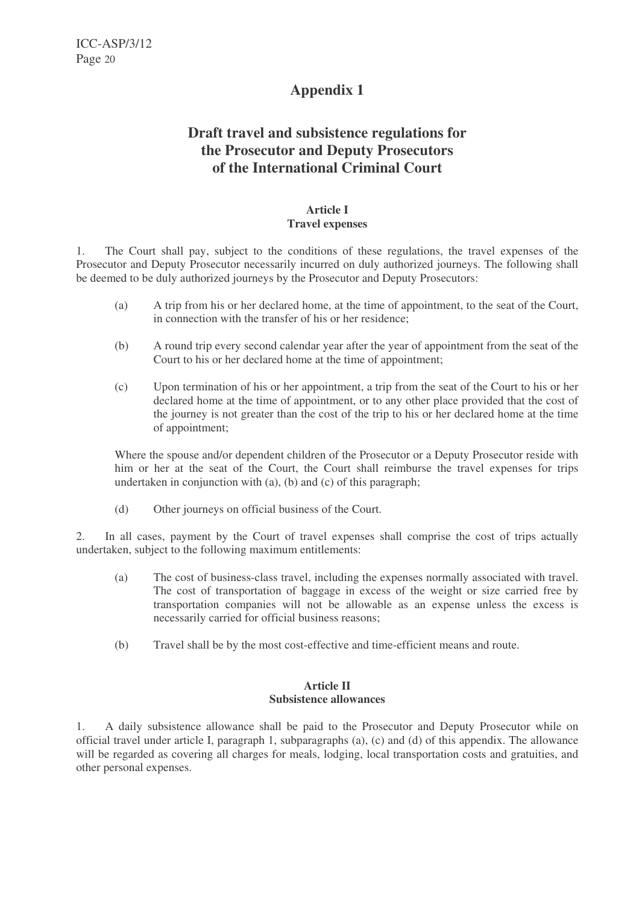## Appendix 1

## Draft travel and subsistence regulations for the Prosecutor and Deputy Prosecutors of the International Criminal Court

**Article I**
**Travel expenses**

1. The Court shall pay, subject to the conditions of these regulations, the travel expenses of the Prosecutor and Deputy Prosecutor necessarily incurred on duly authorized journeys. The following shall be deemed to be duly authorized journeys by the Prosecutor and Deputy Prosecutors:

   (a) A trip from his or her declared home, at the time of appointment, to the seat of the Court, in connection with the transfer of his or her residence;

   (b) A round trip every second calendar year after the year of appointment from the seat of the Court to his or her declared home at the time of appointment;

   (c) Upon termination of his or her appointment, a trip from the seat of the Court to his or her declared home at the time of appointment, or to any other place provided that the cost of the journey is not greater than the cost of the trip to his or her declared home at the time of appointment;

   Where the spouse and/or dependent children of the Prosecutor or a Deputy Prosecutor reside with him or her at the seat of the Court, the Court shall reimburse the travel expenses for trips undertaken in conjunction with (a), (b) and (c) of this paragraph;

   (d) Other journeys on official business of the Court.

2. In all cases, payment by the Court of travel expenses shall comprise the cost of trips actually undertaken, subject to the following maximum entitlements:

   (a) The cost of business-class travel, including the expenses normally associated with travel. The cost of transportation of baggage in excess of the weight or size carried free by transportation companies will not be allowable as an expense unless the excess is necessarily carried for official business reasons;

   (b) Travel shall be by the most cost-effective and time-efficient means and route.

**Article II**
**Subsistence allowances**

1. A daily subsistence allowance shall be paid to the Prosecutor and Deputy Prosecutor while on official travel under article I, paragraph 1, subparagraphs (a), (c) and (d) of this appendix. The allowance will be regarded as covering all charges for meals, lodging, local transportation costs and gratuities, and other personal expenses.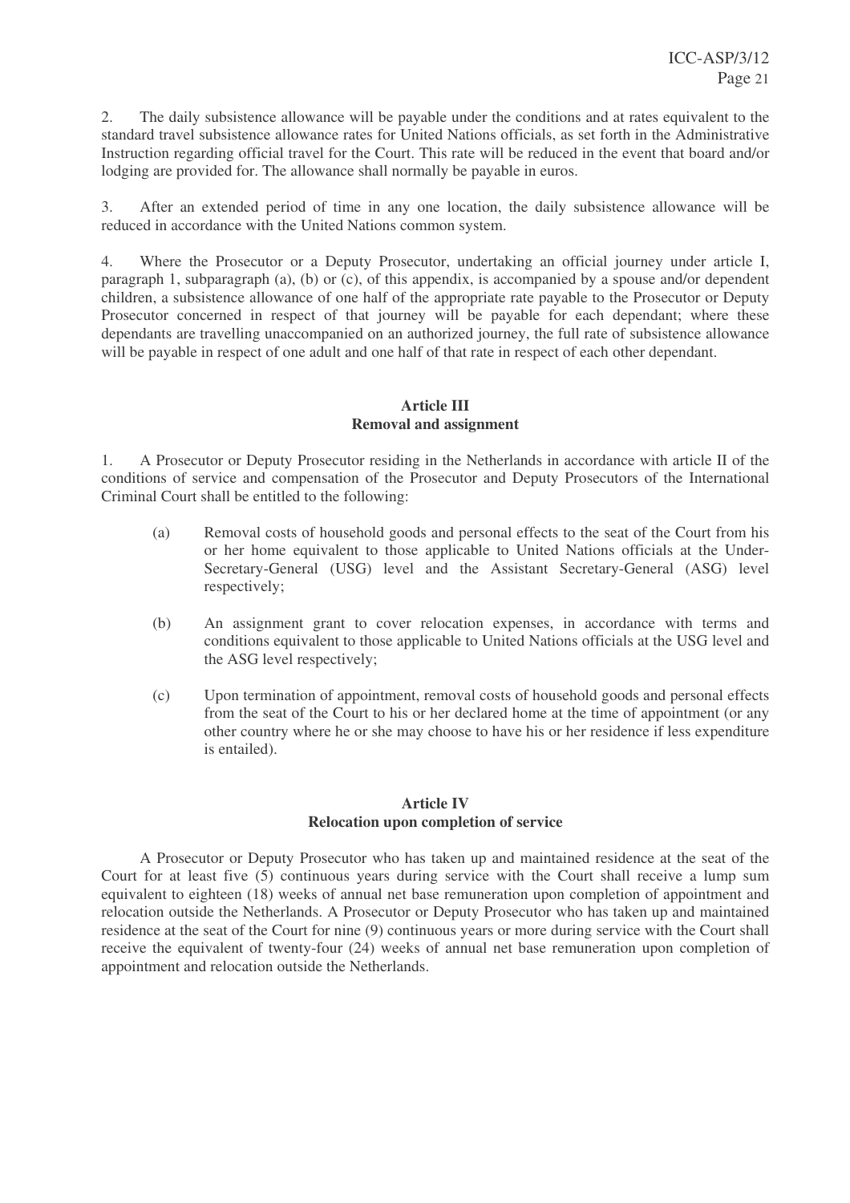2. The daily subsistence allowance will be payable under the conditions and at rates equivalent to the standard travel subsistence allowance rates for United Nations officials, as set forth in the Administrative Instruction regarding official travel for the Court. This rate will be reduced in the event that board and/or lodging are provided for. The allowance shall normally be payable in euros.

3. After an extended period of time in any one location, the daily subsistence allowance will be reduced in accordance with the United Nations common system.

4. Where the Prosecutor or a Deputy Prosecutor, undertaking an official journey under article I, paragraph 1, subparagraph (a), (b) or (c), of this appendix, is accompanied by a spouse and/or dependent children, a subsistence allowance of one half of the appropriate rate payable to the Prosecutor or Deputy Prosecutor concerned in respect of that journey will be payable for each dependant; where these dependants are travelling unaccompanied on an authorized journey, the full rate of subsistence allowance will be payable in respect of one adult and one half of that rate in respect of each other dependant.

## Article III
## Removal and assignment

1. A Prosecutor or Deputy Prosecutor residing in the Netherlands in accordance with article II of the conditions of service and compensation of the Prosecutor and Deputy Prosecutors of the International Criminal Court shall be entitled to the following:

(a) Removal costs of household goods and personal effects to the seat of the Court from his or her home equivalent to those applicable to United Nations officials at the Under-Secretary-General (USG) level and the Assistant Secretary-General (ASG) level respectively;

(b) An assignment grant to cover relocation expenses, in accordance with terms and conditions equivalent to those applicable to United Nations officials at the USG level and the ASG level respectively;

(c) Upon termination of appointment, removal costs of household goods and personal effects from the seat of the Court to his or her declared home at the time of appointment (or any other country where he or she may choose to have his or her residence if less expenditure is entailed).

## Article IV
## Relocation upon completion of service

A Prosecutor or Deputy Prosecutor who has taken up and maintained residence at the seat of the Court for at least five (5) continuous years during service with the Court shall receive a lump sum equivalent to eighteen (18) weeks of annual net base remuneration upon completion of appointment and relocation outside the Netherlands. A Prosecutor or Deputy Prosecutor who has taken up and maintained residence at the seat of the Court for nine (9) continuous years or more during service with the Court shall receive the equivalent of twenty-four (24) weeks of annual net base remuneration upon completion of appointment and relocation outside the Netherlands.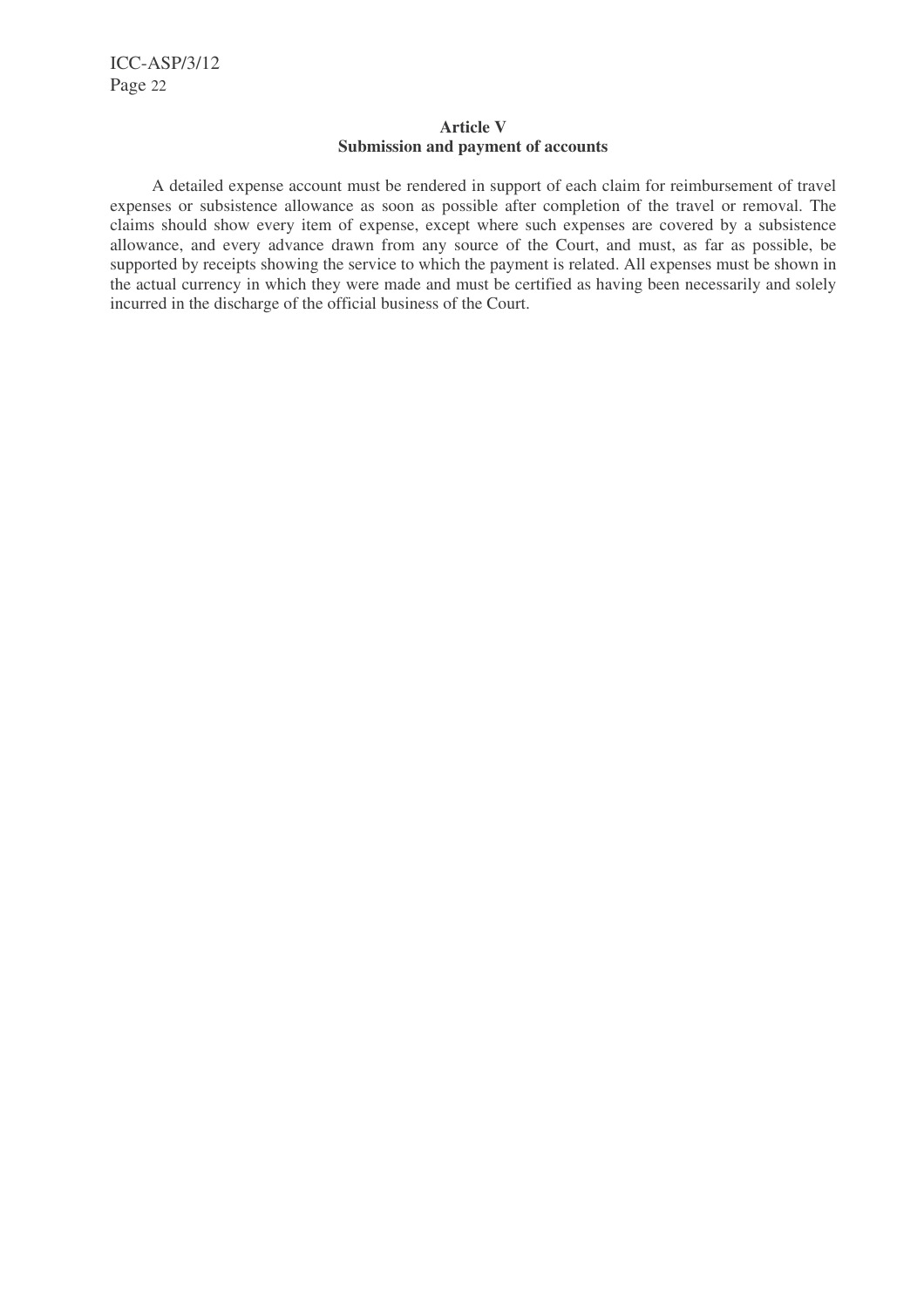**Article V**
**Submission and payment of accounts**

A detailed expense account must be rendered in support of each claim for reimbursement of travel expenses or subsistence allowance as soon as possible after completion of the travel or removal. The claims should show every item of expense, except where such expenses are covered by a subsistence allowance, and every advance drawn from any source of the Court, and must, as far as possible, be supported by receipts showing the service to which the payment is related. All expenses must be shown in the actual currency in which they were made and must be certified as having been necessarily and solely incurred in the discharge of the official business of the Court.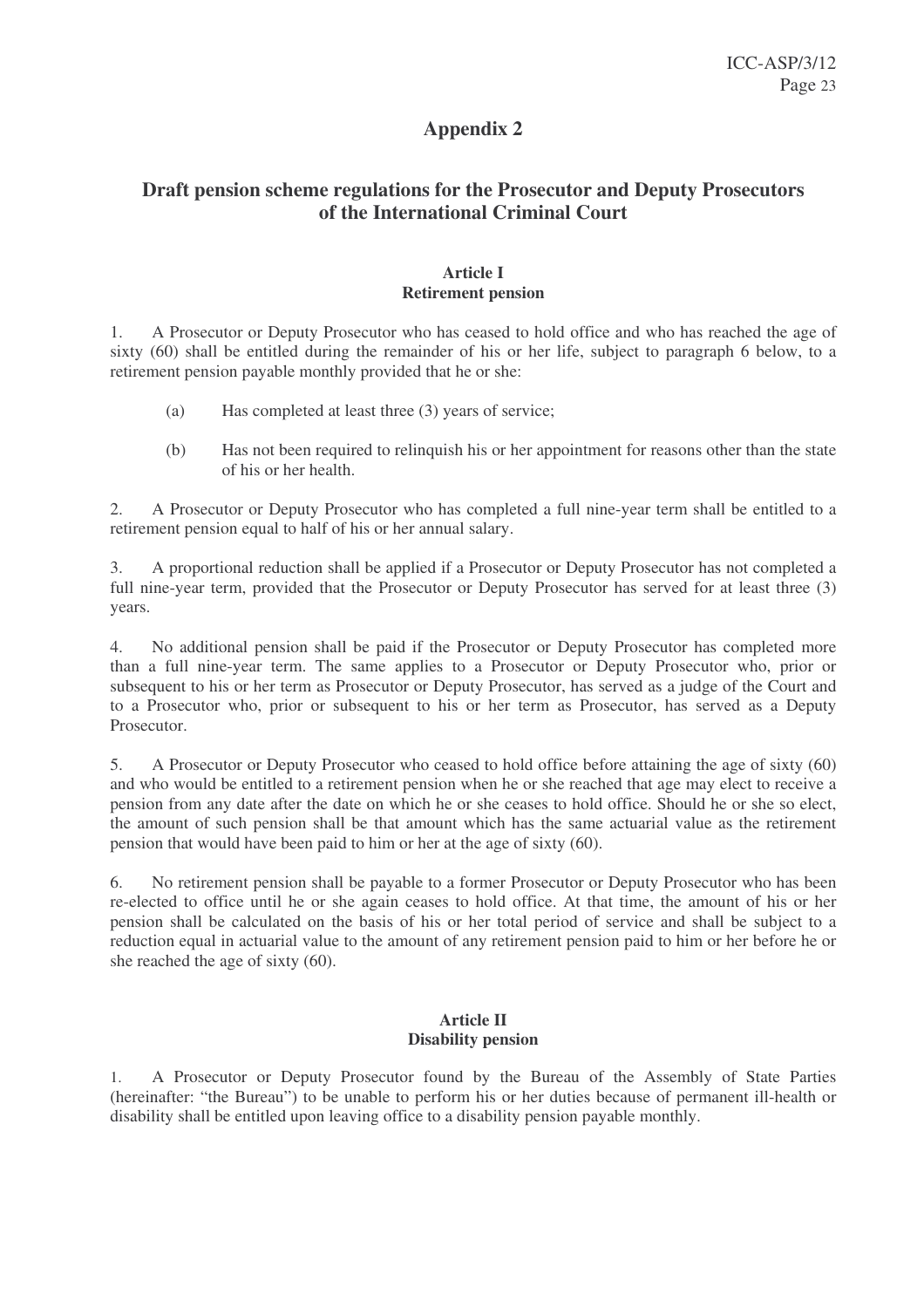# Appendix 2

## Draft pension scheme regulations for the Prosecutor and Deputy Prosecutors of the International Criminal Court

### Article I
### Retirement pension

1. A Prosecutor or Deputy Prosecutor who has ceased to hold office and who has reached the age of sixty (60) shall be entitled during the remainder of his or her life, subject to paragraph 6 below, to a retirement pension payable monthly provided that he or she:

   (a) Has completed at least three (3) years of service;

   (b) Has not been required to relinquish his or her appointment for reasons other than the state of his or her health.

2. A Prosecutor or Deputy Prosecutor who has completed a full nine-year term shall be entitled to a retirement pension equal to half of his or her annual salary.

3. A proportional reduction shall be applied if a Prosecutor or Deputy Prosecutor has not completed a full nine-year term, provided that the Prosecutor or Deputy Prosecutor has served for at least three (3) years.

4. No additional pension shall be paid if the Prosecutor or Deputy Prosecutor has completed more than a full nine-year term. The same applies to a Prosecutor or Deputy Prosecutor who, prior or subsequent to his or her term as Prosecutor or Deputy Prosecutor, has served as a judge of the Court and to a Prosecutor who, prior or subsequent to his or her term as Prosecutor, has served as a Deputy Prosecutor.

5. A Prosecutor or Deputy Prosecutor who ceased to hold office before attaining the age of sixty (60) and who would be entitled to a retirement pension when he or she reached that age may elect to receive a pension from any date after the date on which he or she ceases to hold office. Should he or she so elect, the amount of such pension shall be that amount which has the same actuarial value as the retirement pension that would have been paid to him or her at the age of sixty (60).

6. No retirement pension shall be payable to a former Prosecutor or Deputy Prosecutor who has been re-elected to office until he or she again ceases to hold office. At that time, the amount of his or her pension shall be calculated on the basis of his or her total period of service and shall be subject to a reduction equal in actuarial value to the amount of any retirement pension paid to him or her before he or she reached the age of sixty (60).

### Article II
### Disability pension

1. A Prosecutor or Deputy Prosecutor found by the Bureau of the Assembly of State Parties (hereinafter: "the Bureau") to be unable to perform his or her duties because of permanent ill-health or disability shall be entitled upon leaving office to a disability pension payable monthly.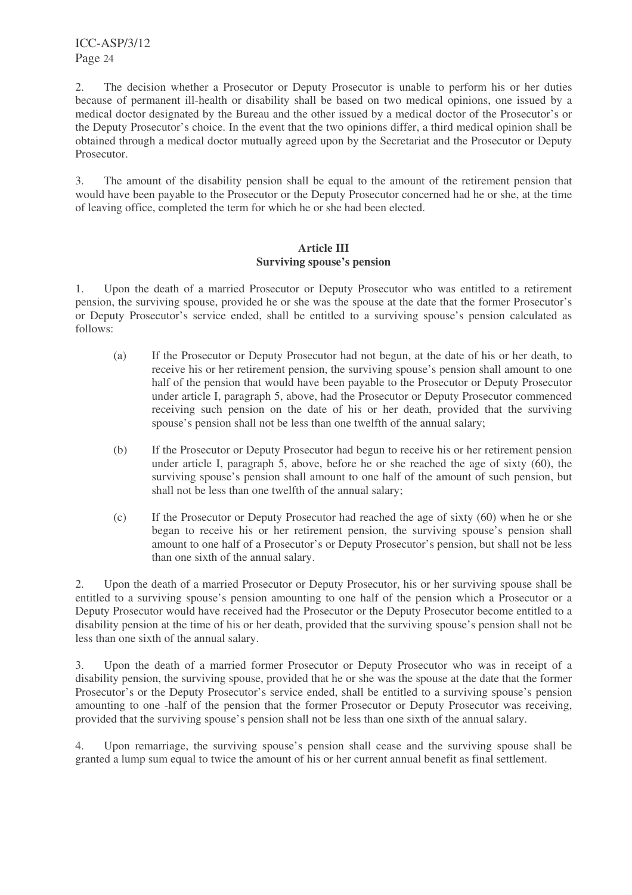2. The decision whether a Prosecutor or Deputy Prosecutor is unable to perform his or her duties because of permanent ill-health or disability shall be based on two medical opinions, one issued by a medical doctor designated by the Bureau and the other issued by a medical doctor of the Prosecutor's or the Deputy Prosecutor's choice. In the event that the two opinions differ, a third medical opinion shall be obtained through a medical doctor mutually agreed upon by the Secretariat and the Prosecutor or Deputy Prosecutor.

3. The amount of the disability pension shall be equal to the amount of the retirement pension that would have been payable to the Prosecutor or the Deputy Prosecutor concerned had he or she, at the time of leaving office, completed the term for which he or she had been elected.

### Article III
### Surviving spouse's pension

1. Upon the death of a married Prosecutor or Deputy Prosecutor who was entitled to a retirement pension, the surviving spouse, provided he or she was the spouse at the date that the former Prosecutor's or Deputy Prosecutor's service ended, shall be entitled to a surviving spouse's pension calculated as follows:

   (a) If the Prosecutor or Deputy Prosecutor had not begun, at the date of his or her death, to receive his or her retirement pension, the surviving spouse's pension shall amount to one half of the pension that would have been payable to the Prosecutor or Deputy Prosecutor under article I, paragraph 5, above, had the Prosecutor or Deputy Prosecutor commenced receiving such pension on the date of his or her death, provided that the surviving spouse's pension shall not be less than one twelfth of the annual salary;

   (b) If the Prosecutor or Deputy Prosecutor had begun to receive his or her retirement pension under article I, paragraph 5, above, before he or she reached the age of sixty (60), the surviving spouse's pension shall amount to one half of the amount of such pension, but shall not be less than one twelfth of the annual salary;

   (c) If the Prosecutor or Deputy Prosecutor had reached the age of sixty (60) when he or she began to receive his or her retirement pension, the surviving spouse's pension shall amount to one half of a Prosecutor's or Deputy Prosecutor's pension, but shall not be less than one sixth of the annual salary.

2. Upon the death of a married Prosecutor or Deputy Prosecutor, his or her surviving spouse shall be entitled to a surviving spouse's pension amounting to one half of the pension which a Prosecutor or a Deputy Prosecutor would have received had the Prosecutor or the Deputy Prosecutor become entitled to a disability pension at the time of his or her death, provided that the surviving spouse's pension shall not be less than one sixth of the annual salary.

3. Upon the death of a married former Prosecutor or Deputy Prosecutor who was in receipt of a disability pension, the surviving spouse, provided that he or she was the spouse at the date that the former Prosecutor's or the Deputy Prosecutor's service ended, shall be entitled to a surviving spouse's pension amounting to one -half of the pension that the former Prosecutor or Deputy Prosecutor was receiving, provided that the surviving spouse's pension shall not be less than one sixth of the annual salary.

4. Upon remarriage, the surviving spouse's pension shall cease and the surviving spouse shall be granted a lump sum equal to twice the amount of his or her current annual benefit as final settlement.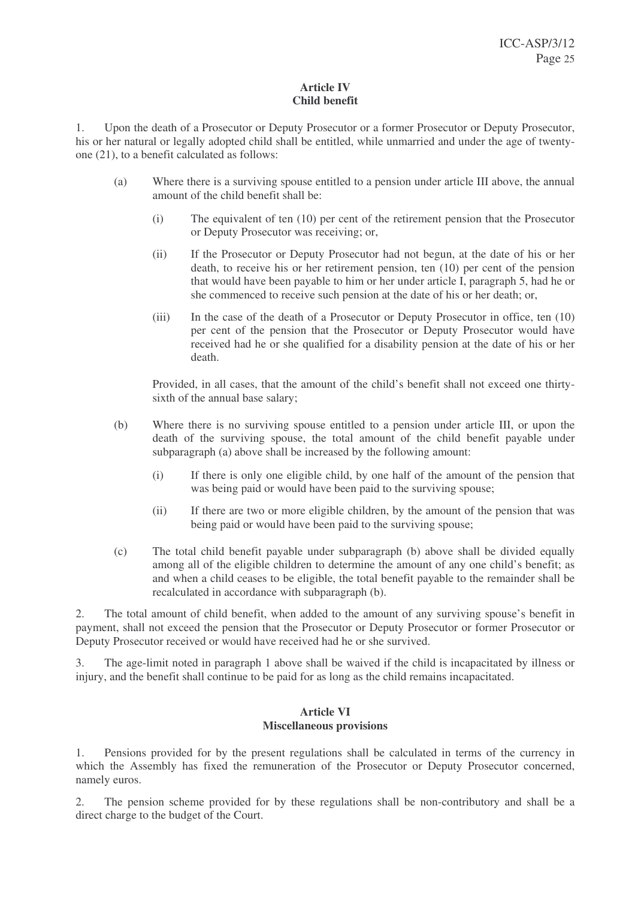**Article IV**
**Child benefit**

1. Upon the death of a Prosecutor or Deputy Prosecutor or a former Prosecutor or Deputy Prosecutor, his or her natural or legally adopted child shall be entitled, while unmarried and under the age of twenty-one (21), to a benefit calculated as follows:

   (a) Where there is a surviving spouse entitled to a pension under article III above, the annual amount of the child benefit shall be:

      (i) The equivalent of ten (10) per cent of the retirement pension that the Prosecutor or Deputy Prosecutor was receiving; or,

      (ii) If the Prosecutor or Deputy Prosecutor had not begun, at the date of his or her death, to receive his or her retirement pension, ten (10) per cent of the pension that would have been payable to him or her under article I, paragraph 5, had he or she commenced to receive such pension at the date of his or her death; or,

      (iii) In the case of the death of a Prosecutor or Deputy Prosecutor in office, ten (10) per cent of the pension that the Prosecutor or Deputy Prosecutor would have received had he or she qualified for a disability pension at the date of his or her death.

   Provided, in all cases, that the amount of the child's benefit shall not exceed one thirty-sixth of the annual base salary;

   (b) Where there is no surviving spouse entitled to a pension under article III, or upon the death of the surviving spouse, the total amount of the child benefit payable under subparagraph (a) above shall be increased by the following amount:

      (i) If there is only one eligible child, by one half of the amount of the pension that was being paid or would have been paid to the surviving spouse;

      (ii) If there are two or more eligible children, by the amount of the pension that was being paid or would have been paid to the surviving spouse;

   (c) The total child benefit payable under subparagraph (b) above shall be divided equally among all of the eligible children to determine the amount of any one child's benefit; as and when a child ceases to be eligible, the total benefit payable to the remainder shall be recalculated in accordance with subparagraph (b).

2. The total amount of child benefit, when added to the amount of any surviving spouse's benefit in payment, shall not exceed the pension that the Prosecutor or Deputy Prosecutor or former Prosecutor or Deputy Prosecutor received or would have received had he or she survived.

3. The age-limit noted in paragraph 1 above shall be waived if the child is incapacitated by illness or injury, and the benefit shall continue to be paid for as long as the child remains incapacitated.

**Article VI**
**Miscellaneous provisions**

1. Pensions provided for by the present regulations shall be calculated in terms of the currency in which the Assembly has fixed the remuneration of the Prosecutor or Deputy Prosecutor concerned, namely euros.

2. The pension scheme provided for by these regulations shall be non-contributory and shall be a direct charge to the budget of the Court.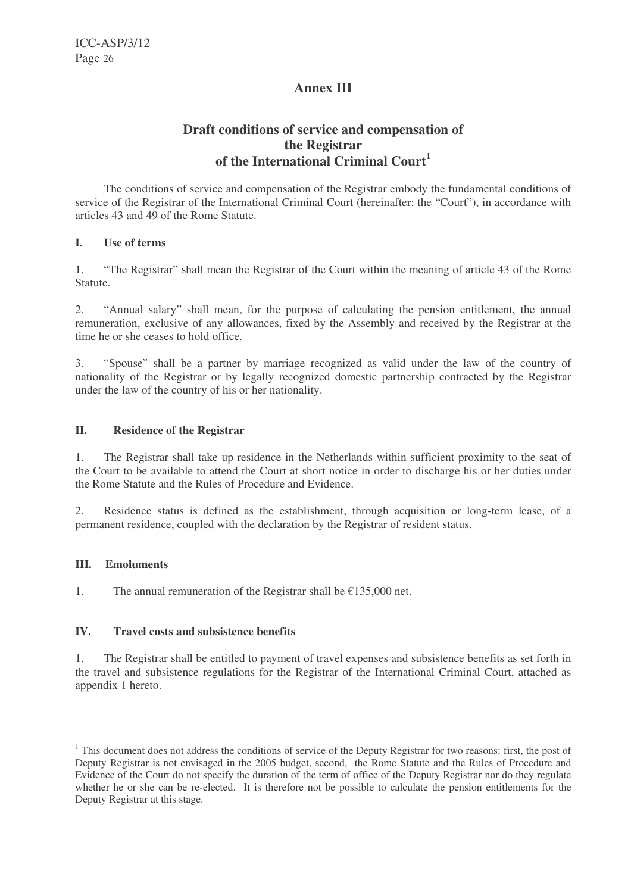# Annex III

## Draft conditions of service and compensation of the Registrar of the International Criminal Court[1]

The conditions of service and compensation of the Registrar embody the fundamental conditions of service of the Registrar of the International Criminal Court (hereinafter: the "Court"), in accordance with articles 43 and 49 of the Rome Statute.

### I. Use of terms

1. "The Registrar" shall mean the Registrar of the Court within the meaning of article 43 of the Rome Statute.

2. "Annual salary" shall mean, for the purpose of calculating the pension entitlement, the annual remuneration, exclusive of any allowances, fixed by the Assembly and received by the Registrar at the time he or she ceases to hold office.

3. "Spouse" shall be a partner by marriage recognized as valid under the law of the country of nationality of the Registrar or by legally recognized domestic partnership contracted by the Registrar under the law of the country of his or her nationality.

### II. Residence of the Registrar

1. The Registrar shall take up residence in the Netherlands within sufficient proximity to the seat of the Court to be available to attend the Court at short notice in order to discharge his or her duties under the Rome Statute and the Rules of Procedure and Evidence.

2. Residence status is defined as the establishment, through acquisition or long-term lease, of a permanent residence, coupled with the declaration by the Registrar of resident status.

### III. Emoluments

1. The annual remuneration of the Registrar shall be €135,000 net.

### IV. Travel costs and subsistence benefits

1. The Registrar shall be entitled to payment of travel expenses and subsistence benefits as set forth in the travel and subsistence regulations for the Registrar of the International Criminal Court, attached as appendix 1 hereto.

---

[1] This document does not address the conditions of service of the Deputy Registrar for two reasons: first, the post of Deputy Registrar is not envisaged in the 2005 budget, second, the Rome Statute and the Rules of Procedure and Evidence of the Court do not specify the duration of the term of office of the Deputy Registrar nor do they regulate whether he or she can be re-elected. It is therefore not be possible to calculate the pension entitlements for the Deputy Registrar at this stage.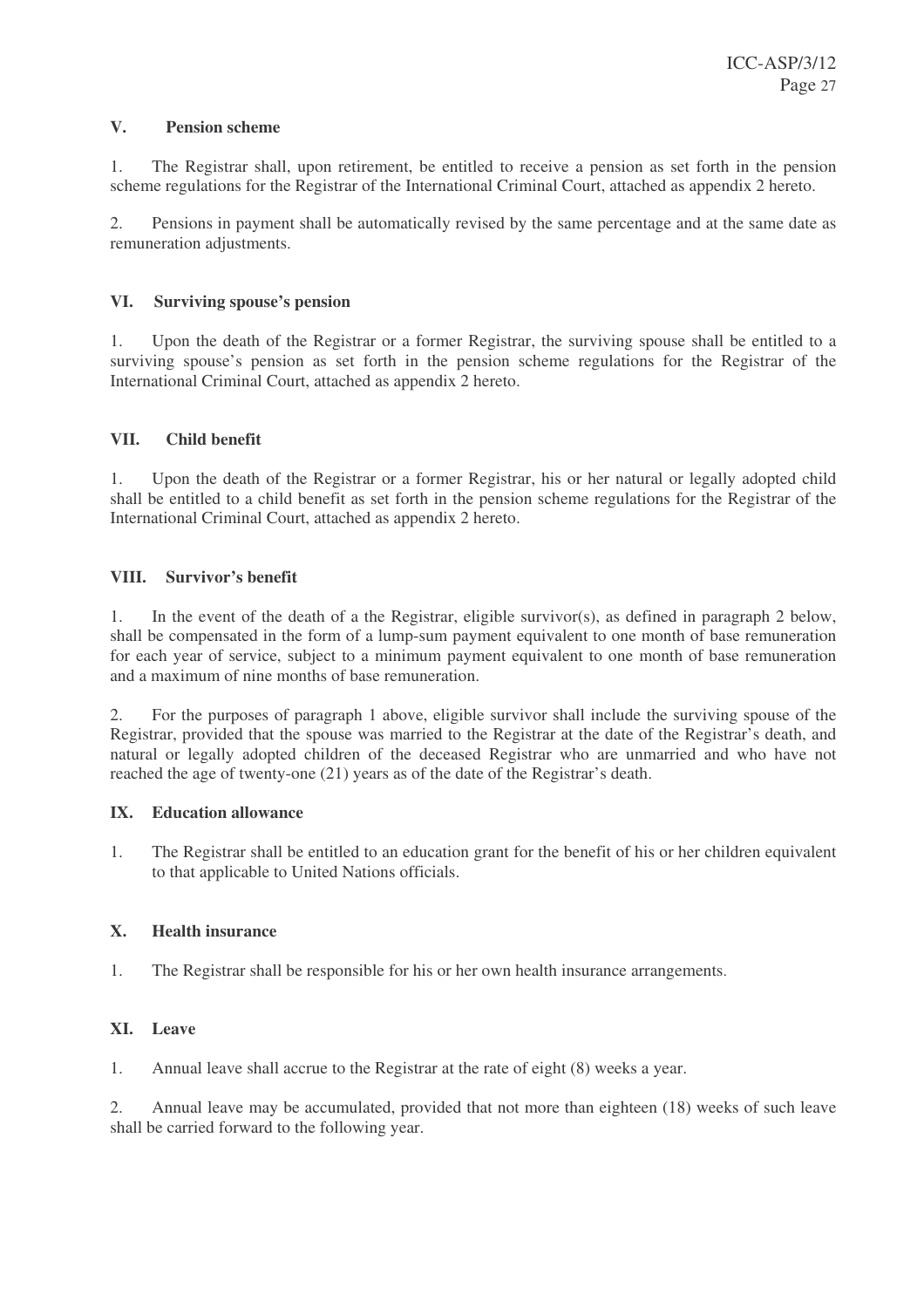## V. Pension scheme

1. The Registrar shall, upon retirement, be entitled to receive a pension as set forth in the pension scheme regulations for the Registrar of the International Criminal Court, attached as appendix 2 hereto.

2. Pensions in payment shall be automatically revised by the same percentage and at the same date as remuneration adjustments.

## VI. Surviving spouse's pension

1. Upon the death of the Registrar or a former Registrar, the surviving spouse shall be entitled to a surviving spouse's pension as set forth in the pension scheme regulations for the Registrar of the International Criminal Court, attached as appendix 2 hereto.

## VII. Child benefit

1. Upon the death of the Registrar or a former Registrar, his or her natural or legally adopted child shall be entitled to a child benefit as set forth in the pension scheme regulations for the Registrar of the International Criminal Court, attached as appendix 2 hereto.

## VIII. Survivor's benefit

1. In the event of the death of a the Registrar, eligible survivor(s), as defined in paragraph 2 below, shall be compensated in the form of a lump-sum payment equivalent to one month of base remuneration for each year of service, subject to a minimum payment equivalent to one month of base remuneration and a maximum of nine months of base remuneration.

2. For the purposes of paragraph 1 above, eligible survivor shall include the surviving spouse of the Registrar, provided that the spouse was married to the Registrar at the date of the Registrar's death, and natural or legally adopted children of the deceased Registrar who are unmarried and who have not reached the age of twenty-one (21) years as of the date of the Registrar's death.

## IX. Education allowance

1. The Registrar shall be entitled to an education grant for the benefit of his or her children equivalent to that applicable to United Nations officials.

## X. Health insurance

1. The Registrar shall be responsible for his or her own health insurance arrangements.

## XI. Leave

1. Annual leave shall accrue to the Registrar at the rate of eight (8) weeks a year.

2. Annual leave may be accumulated, provided that not more than eighteen (18) weeks of such leave shall be carried forward to the following year.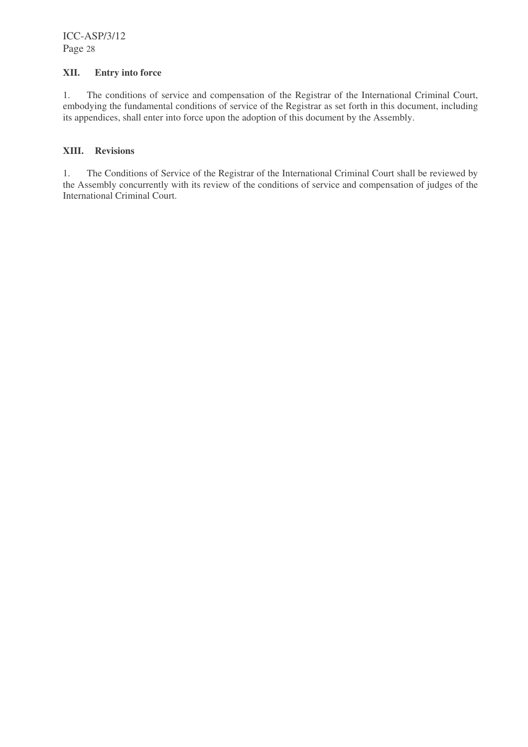## XII. Entry into force

1. The conditions of service and compensation of the Registrar of the International Criminal Court, embodying the fundamental conditions of service of the Registrar as set forth in this document, including its appendices, shall enter into force upon the adoption of this document by the Assembly.

## XIII. Revisions

1. The Conditions of Service of the Registrar of the International Criminal Court shall be reviewed by the Assembly concurrently with its review of the conditions of service and compensation of judges of the International Criminal Court.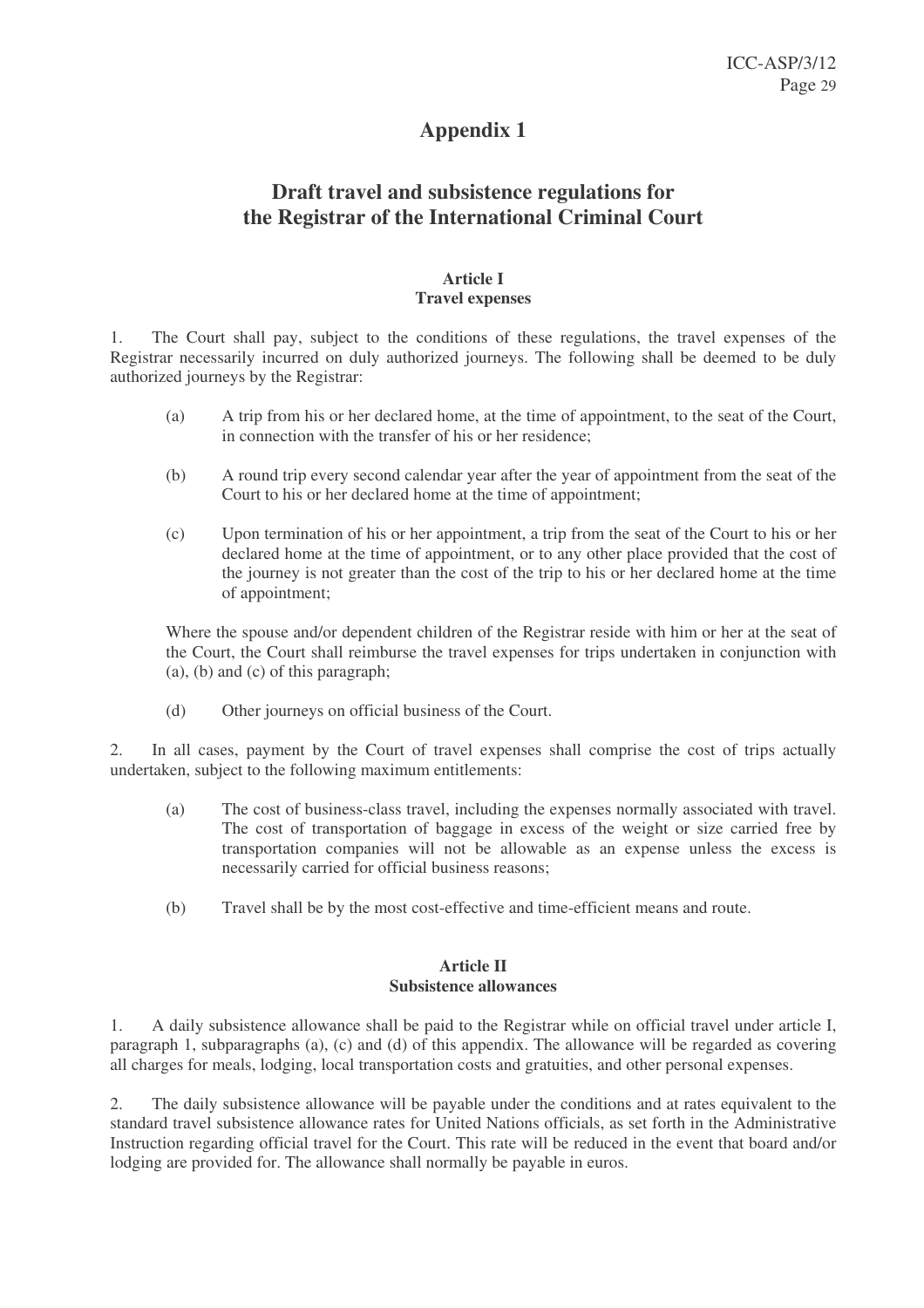# Appendix 1

## Draft travel and subsistence regulations for the Registrar of the International Criminal Court

### Article I
### Travel expenses

1. The Court shall pay, subject to the conditions of these regulations, the travel expenses of the Registrar necessarily incurred on duly authorized journeys. The following shall be deemed to be duly authorized journeys by the Registrar:

   (a) A trip from his or her declared home, at the time of appointment, to the seat of the Court, in connection with the transfer of his or her residence;

   (b) A round trip every second calendar year after the year of appointment from the seat of the Court to his or her declared home at the time of appointment;

   (c) Upon termination of his or her appointment, a trip from the seat of the Court to his or her declared home at the time of appointment, or to any other place provided that the cost of the journey is not greater than the cost of the trip to his or her declared home at the time of appointment;

   Where the spouse and/or dependent children of the Registrar reside with him or her at the seat of the Court, the Court shall reimburse the travel expenses for trips undertaken in conjunction with (a), (b) and (c) of this paragraph;

   (d) Other journeys on official business of the Court.

2. In all cases, payment by the Court of travel expenses shall comprise the cost of trips actually undertaken, subject to the following maximum entitlements:

   (a) The cost of business-class travel, including the expenses normally associated with travel. The cost of transportation of baggage in excess of the weight or size carried free by transportation companies will not be allowable as an expense unless the excess is necessarily carried for official business reasons;

   (b) Travel shall be by the most cost-effective and time-efficient means and route.

### Article II
### Subsistence allowances

1. A daily subsistence allowance shall be paid to the Registrar while on official travel under article I, paragraph 1, subparagraphs (a), (c) and (d) of this appendix. The allowance will be regarded as covering all charges for meals, lodging, local transportation costs and gratuities, and other personal expenses.

2. The daily subsistence allowance will be payable under the conditions and at rates equivalent to the standard travel subsistence allowance rates for United Nations officials, as set forth in the Administrative Instruction regarding official travel for the Court. This rate will be reduced in the event that board and/or lodging are provided for. The allowance shall normally be payable in euros.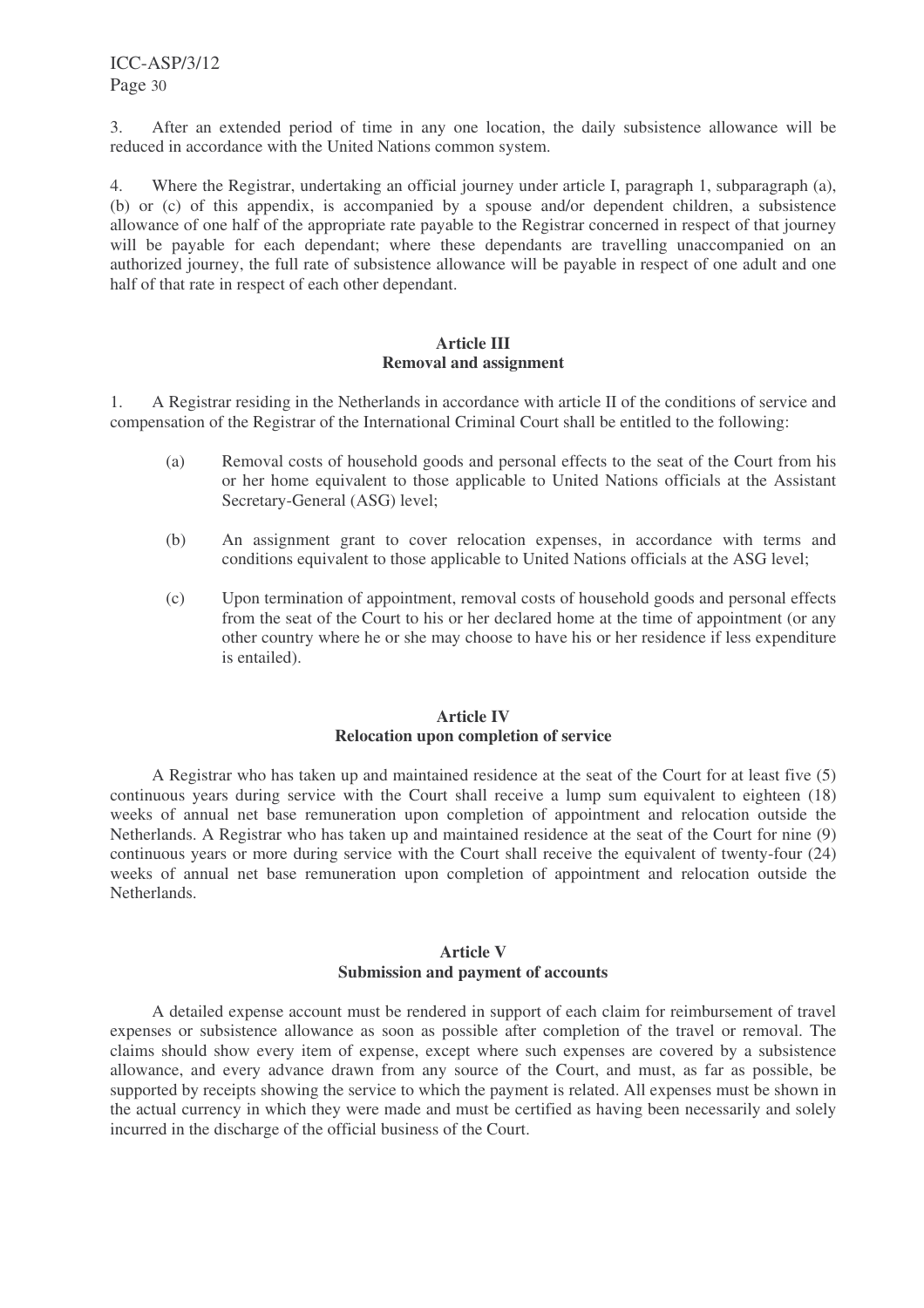3. After an extended period of time in any one location, the daily subsistence allowance will be reduced in accordance with the United Nations common system.

4. Where the Registrar, undertaking an official journey under article I, paragraph 1, subparagraph (a), (b) or (c) of this appendix, is accompanied by a spouse and/or dependent children, a subsistence allowance of one half of the appropriate rate payable to the Registrar concerned in respect of that journey will be payable for each dependant; where these dependants are travelling unaccompanied on an authorized journey, the full rate of subsistence allowance will be payable in respect of one adult and one half of that rate in respect of each other dependant.

### Article III
### Removal and assignment

1. A Registrar residing in the Netherlands in accordance with article II of the conditions of service and compensation of the Registrar of the International Criminal Court shall be entitled to the following:

   (a) Removal costs of household goods and personal effects to the seat of the Court from his or her home equivalent to those applicable to United Nations officials at the Assistant Secretary-General (ASG) level;

   (b) An assignment grant to cover relocation expenses, in accordance with terms and conditions equivalent to those applicable to United Nations officials at the ASG level;

   (c) Upon termination of appointment, removal costs of household goods and personal effects from the seat of the Court to his or her declared home at the time of appointment (or any other country where he or she may choose to have his or her residence if less expenditure is entailed).

### Article IV
### Relocation upon completion of service

A Registrar who has taken up and maintained residence at the seat of the Court for at least five (5) continuous years during service with the Court shall receive a lump sum equivalent to eighteen (18) weeks of annual net base remuneration upon completion of appointment and relocation outside the Netherlands. A Registrar who has taken up and maintained residence at the seat of the Court for nine (9) continuous years or more during service with the Court shall receive the equivalent of twenty-four (24) weeks of annual net base remuneration upon completion of appointment and relocation outside the Netherlands.

### Article V
### Submission and payment of accounts

A detailed expense account must be rendered in support of each claim for reimbursement of travel expenses or subsistence allowance as soon as possible after completion of the travel or removal. The claims should show every item of expense, except where such expenses are covered by a subsistence allowance, and every advance drawn from any source of the Court, and must, as far as possible, be supported by receipts showing the service to which the payment is related. All expenses must be shown in the actual currency in which they were made and must be certified as having been necessarily and solely incurred in the discharge of the official business of the Court.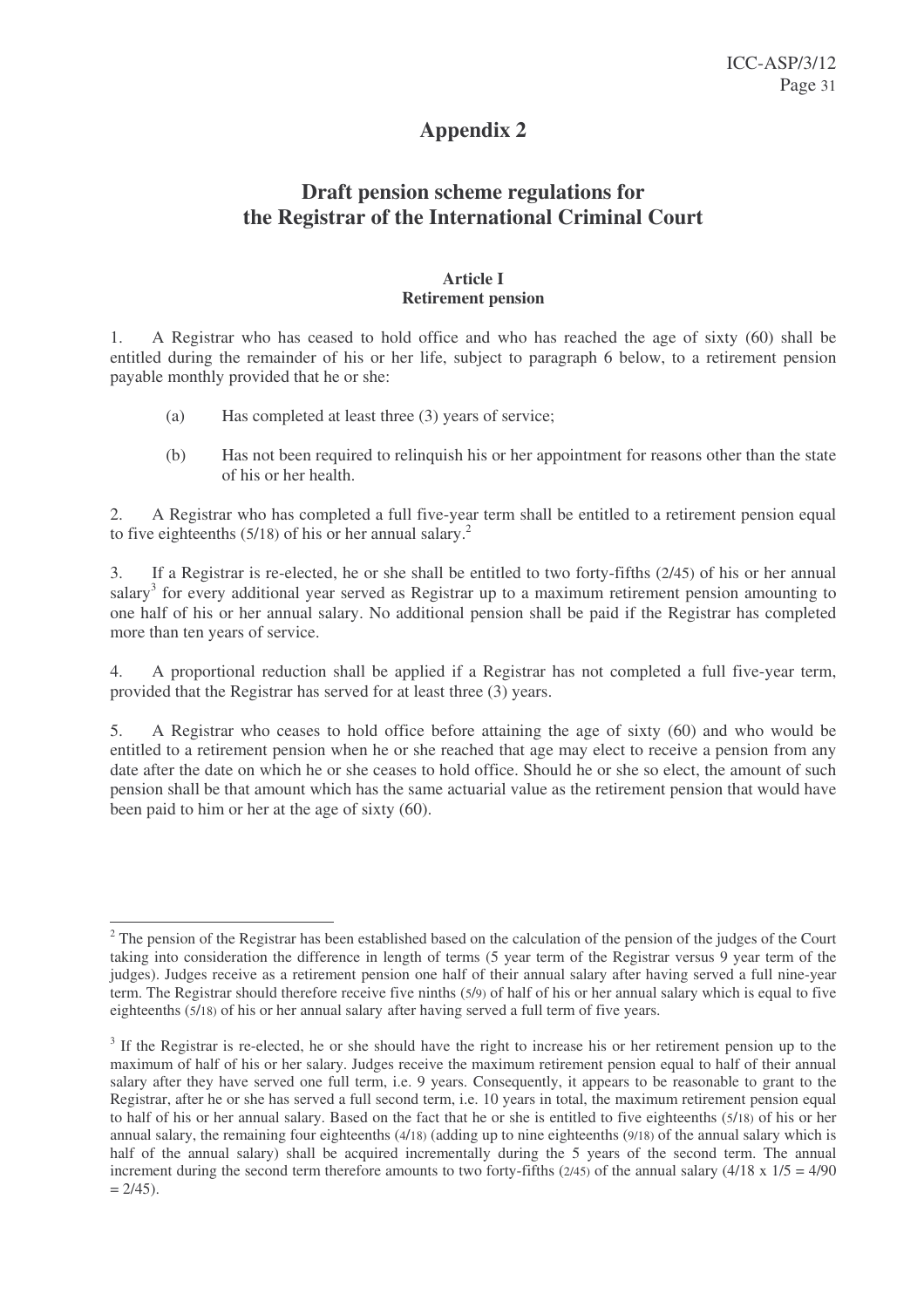# Appendix 2

## Draft pension scheme regulations for the Registrar of the International Criminal Court

### Article I
### Retirement pension

1. A Registrar who has ceased to hold office and who has reached the age of sixty (60) shall be entitled during the remainder of his or her life, subject to paragraph 6 below, to a retirement pension payable monthly provided that he or she:

   (a) Has completed at least three (3) years of service;

   (b) Has not been required to relinquish his or her appointment for reasons other than the state of his or her health.

2. A Registrar who has completed a full five-year term shall be entitled to a retirement pension equal to five eighteenths (5/18) of his or her annual salary.[2]

3. If a Registrar is re-elected, he or she shall be entitled to two forty-fifths (2/45) of his or her annual salary[3] for every additional year served as Registrar up to a maximum retirement pension amounting to one half of his or her annual salary. No additional pension shall be paid if the Registrar has completed more than ten years of service.

4. A proportional reduction shall be applied if a Registrar has not completed a full five-year term, provided that the Registrar has served for at least three (3) years.

5. A Registrar who ceases to hold office before attaining the age of sixty (60) and who would be entitled to a retirement pension when he or she reached that age may elect to receive a pension from any date after the date on which he or she ceases to hold office. Should he or she so elect, the amount of such pension shall be that amount which has the same actuarial value as the retirement pension that would have been paid to him or her at the age of sixty (60).

---

[2] The pension of the Registrar has been established based on the calculation of the pension of the judges of the Court taking into consideration the difference in length of terms (5 year term of the Registrar versus 9 year term of the judges). Judges receive as a retirement pension one half of their annual salary after having served a full nine-year term. The Registrar should therefore receive five ninths (5/9) of half of his or her annual salary which is equal to five eighteenths (5/18) of his or her annual salary after having served a full term of five years.

[3] If the Registrar is re-elected, he or she should have the right to increase his or her retirement pension up to the maximum of half of his or her salary. Judges receive the maximum retirement pension equal to half of their annual salary after they have served one full term, i.e. 9 years. Consequently, it appears to be reasonable to grant to the Registrar, after he or she has served a full second term, i.e. 10 years in total, the maximum retirement pension equal to half of his or her annual salary. Based on the fact that he or she is entitled to five eighteenths (5/18) of his or her annual salary, the remaining four eighteenths (4/18) (adding up to nine eighteenths (9/18) of the annual salary which is half of the annual salary) shall be acquired incrementally during the 5 years of the second term. The annual increment during the second term therefore amounts to two forty-fifths (2/45) of the annual salary ($4/18 \times 1/5 = 4/90 = 2/45$).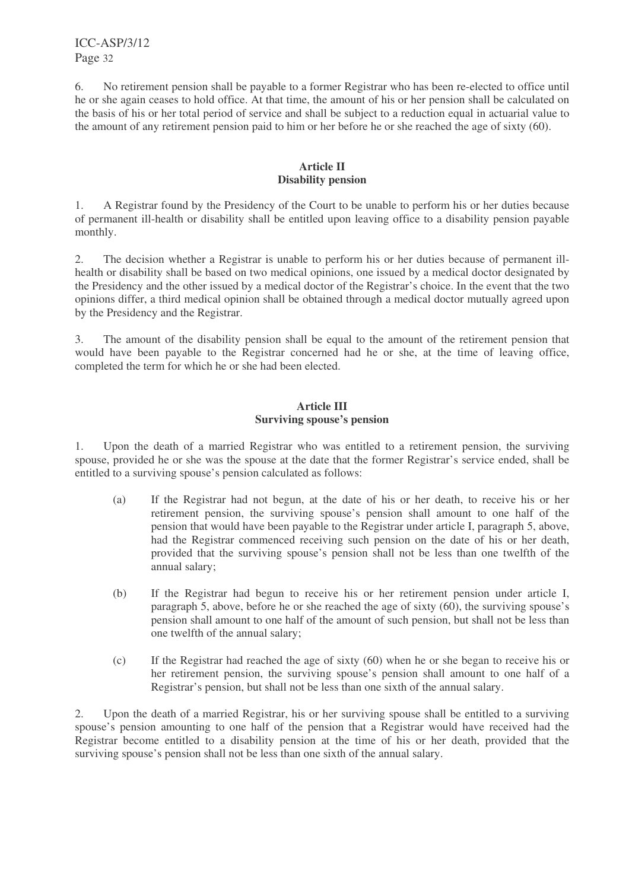6. No retirement pension shall be payable to a former Registrar who has been re-elected to office until he or she again ceases to hold office. At that time, the amount of his or her pension shall be calculated on the basis of his or her total period of service and shall be subject to a reduction equal in actuarial value to the amount of any retirement pension paid to him or her before he or she reached the age of sixty (60).

## Article II
## Disability pension

1. A Registrar found by the Presidency of the Court to be unable to perform his or her duties because of permanent ill-health or disability shall be entitled upon leaving office to a disability pension payable monthly.

2. The decision whether a Registrar is unable to perform his or her duties because of permanent ill-health or disability shall be based on two medical opinions, one issued by a medical doctor designated by the Presidency and the other issued by a medical doctor of the Registrar's choice. In the event that the two opinions differ, a third medical opinion shall be obtained through a medical doctor mutually agreed upon by the Presidency and the Registrar.

3. The amount of the disability pension shall be equal to the amount of the retirement pension that would have been payable to the Registrar concerned had he or she, at the time of leaving office, completed the term for which he or she had been elected.

## Article III
## Surviving spouse's pension

1. Upon the death of a married Registrar who was entitled to a retirement pension, the surviving spouse, provided he or she was the spouse at the date that the former Registrar's service ended, shall be entitled to a surviving spouse's pension calculated as follows:

   (a) If the Registrar had not begun, at the date of his or her death, to receive his or her retirement pension, the surviving spouse's pension shall amount to one half of the pension that would have been payable to the Registrar under article I, paragraph 5, above, had the Registrar commenced receiving such pension on the date of his or her death, provided that the surviving spouse's pension shall not be less than one twelfth of the annual salary;

   (b) If the Registrar had begun to receive his or her retirement pension under article I, paragraph 5, above, before he or she reached the age of sixty (60), the surviving spouse's pension shall amount to one half of the amount of such pension, but shall not be less than one twelfth of the annual salary;

   (c) If the Registrar had reached the age of sixty (60) when he or she began to receive his or her retirement pension, the surviving spouse's pension shall amount to one half of a Registrar's pension, but shall not be less than one sixth of the annual salary.

2. Upon the death of a married Registrar, his or her surviving spouse shall be entitled to a surviving spouse's pension amounting to one half of the pension that a Registrar would have received had the Registrar become entitled to a disability pension at the time of his or her death, provided that the surviving spouse's pension shall not be less than one sixth of the annual salary.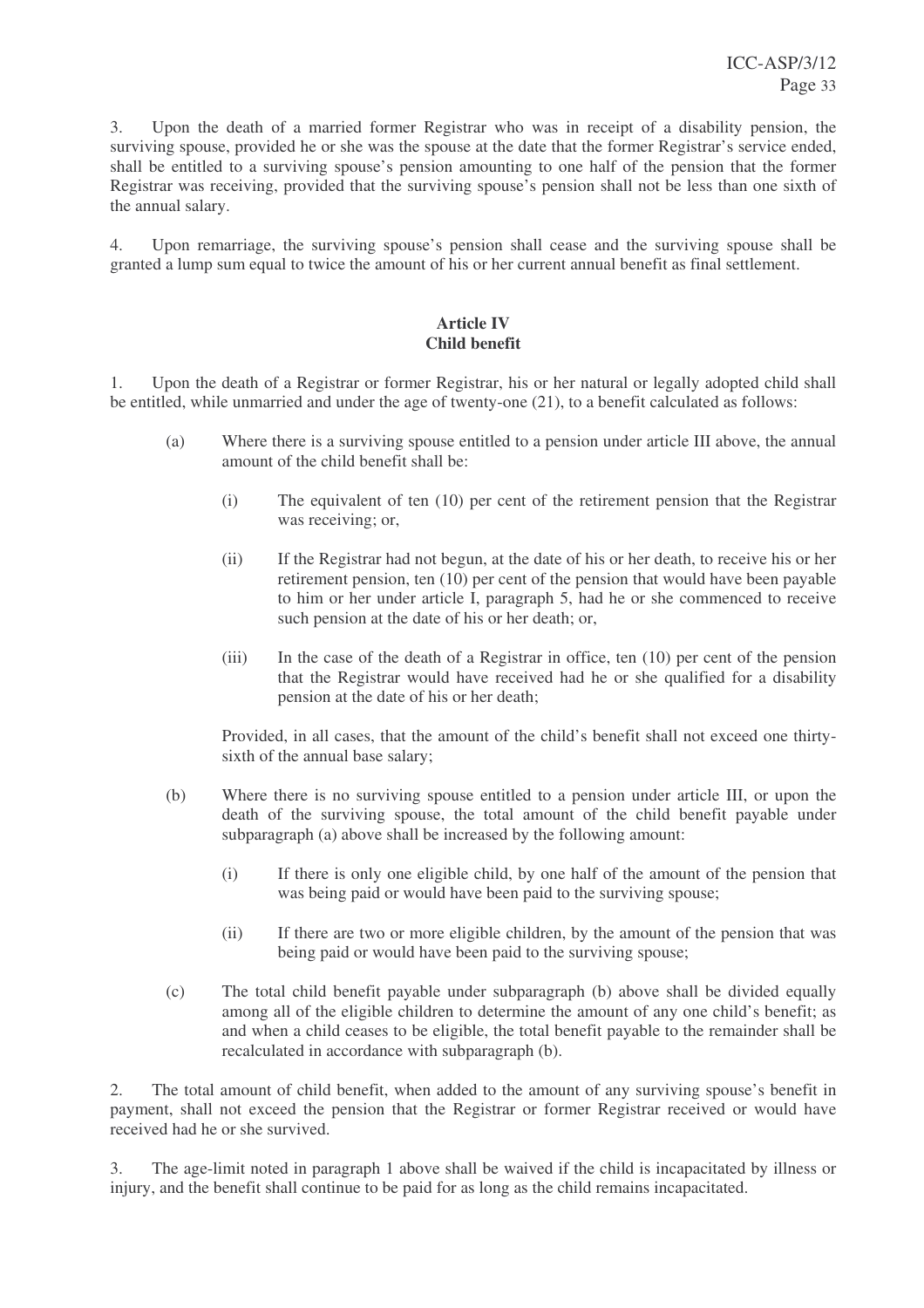3. Upon the death of a married former Registrar who was in receipt of a disability pension, the surviving spouse, provided he or she was the spouse at the date that the former Registrar's service ended, shall be entitled to a surviving spouse's pension amounting to one half of the pension that the former Registrar was receiving, provided that the surviving spouse's pension shall not be less than one sixth of the annual salary.

4. Upon remarriage, the surviving spouse's pension shall cease and the surviving spouse shall be granted a lump sum equal to twice the amount of his or her current annual benefit as final settlement.

**Article IV**
**Child benefit**

1. Upon the death of a Registrar or former Registrar, his or her natural or legally adopted child shall be entitled, while unmarried and under the age of twenty-one (21), to a benefit calculated as follows:

(a) Where there is a surviving spouse entitled to a pension under article III above, the annual amount of the child benefit shall be:

(i) The equivalent of ten (10) per cent of the retirement pension that the Registrar was receiving; or,

(ii) If the Registrar had not begun, at the date of his or her death, to receive his or her retirement pension, ten (10) per cent of the pension that would have been payable to him or her under article I, paragraph 5, had he or she commenced to receive such pension at the date of his or her death; or,

(iii) In the case of the death of a Registrar in office, ten (10) per cent of the pension that the Registrar would have received had he or she qualified for a disability pension at the date of his or her death;

Provided, in all cases, that the amount of the child's benefit shall not exceed one thirty-sixth of the annual base salary;

(b) Where there is no surviving spouse entitled to a pension under article III, or upon the death of the surviving spouse, the total amount of the child benefit payable under subparagraph (a) above shall be increased by the following amount:

(i) If there is only one eligible child, by one half of the amount of the pension that was being paid or would have been paid to the surviving spouse;

(ii) If there are two or more eligible children, by the amount of the pension that was being paid or would have been paid to the surviving spouse;

(c) The total child benefit payable under subparagraph (b) above shall be divided equally among all of the eligible children to determine the amount of any one child's benefit; as and when a child ceases to be eligible, the total benefit payable to the remainder shall be recalculated in accordance with subparagraph (b).

2. The total amount of child benefit, when added to the amount of any surviving spouse's benefit in payment, shall not exceed the pension that the Registrar or former Registrar received or would have received had he or she survived.

3. The age-limit noted in paragraph 1 above shall be waived if the child is incapacitated by illness or injury, and the benefit shall continue to be paid for as long as the child remains incapacitated.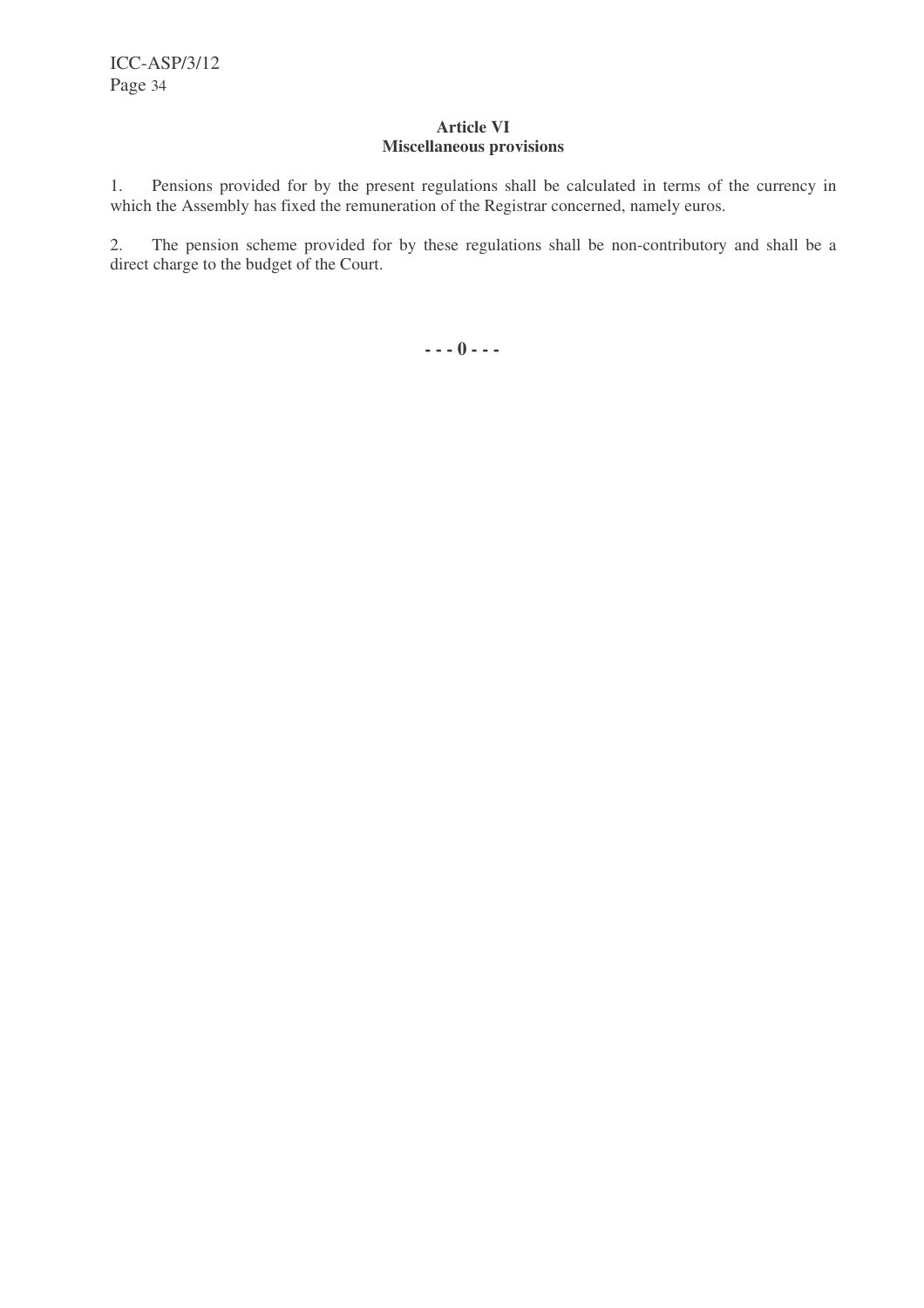**Article VI**
**Miscellaneous provisions**

1. Pensions provided for by the present regulations shall be calculated in terms of the currency in which the Assembly has fixed the remuneration of the Registrar concerned, namely euros.

2. The pension scheme provided for by these regulations shall be non-contributory and shall be a direct charge to the budget of the Court.

**- - - 0 - - -**